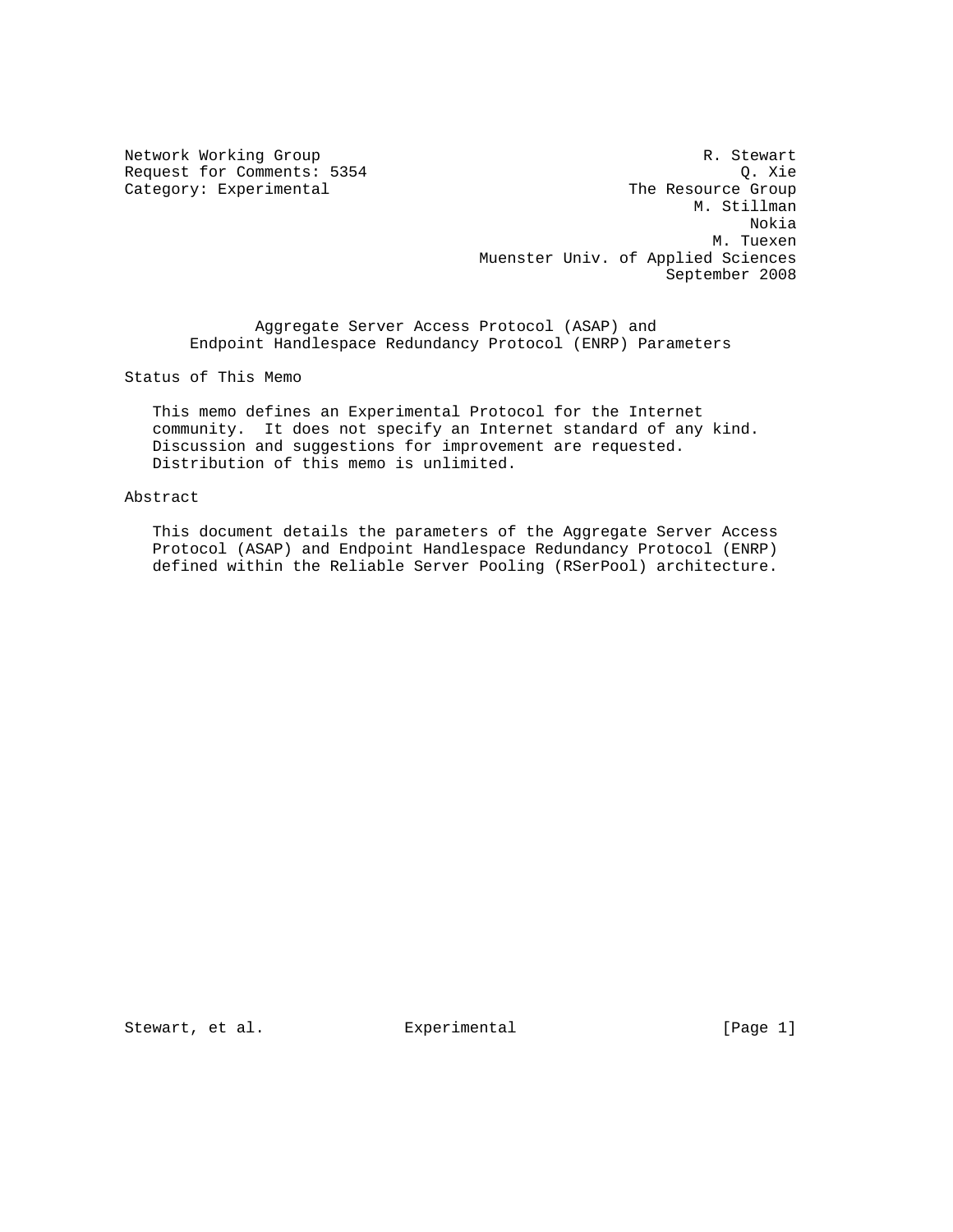Network Working Group R. Stewart
Request for Comments: 5354 Q. Xie
Category: Experimental The Resource Group
M. Stillman
Nokia
M. Tuexen
Muenster Univ. of Applied Sciences
September 2008

# Aggregate Server Access Protocol (ASAP) and Endpoint Handlespace Redundancy Protocol (ENRP) Parameters

## Status of This Memo

This memo defines an Experimental Protocol for the Internet community. It does not specify an Internet standard of any kind. Discussion and suggestions for improvement are requested. Distribution of this memo is unlimited.

## Abstract

This document details the parameters of the Aggregate Server Access Protocol (ASAP) and Endpoint Handlespace Redundancy Protocol (ENRP) defined within the Reliable Server Pooling (RSerPool) architecture.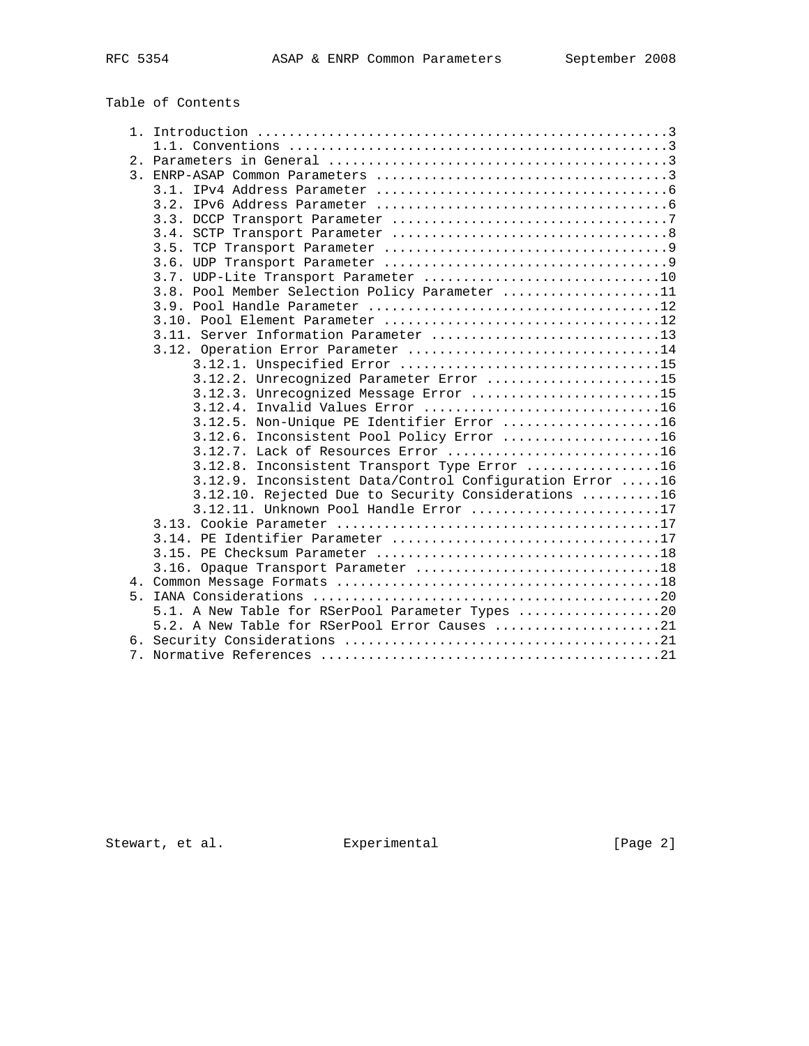## Table of Contents

```
   1. Introduction ....................................................3
      1.1. Conventions ................................................3
   2. Parameters in General ...........................................3
   3. ENRP-ASAP Common Parameters .....................................3
      3.1. IPv4 Address Parameter .....................................6
      3.2. IPv6 Address Parameter .....................................6
      3.3. DCCP Transport Parameter ...................................7
      3.4. SCTP Transport Parameter ...................................8
      3.5. TCP Transport Parameter ....................................9
      3.6. UDP Transport Parameter ....................................9
      3.7. UDP-Lite Transport Parameter ..............................10
      3.8. Pool Member Selection Policy Parameter ....................11
      3.9. Pool Handle Parameter .....................................12
      3.10. Pool Element Parameter ...................................12
      3.11. Server Information Parameter .............................13
      3.12. Operation Error Parameter ................................14
           3.12.1. Unspecified Error .................................15
           3.12.2. Unrecognized Parameter Error ......................15
           3.12.3. Unrecognized Message Error ........................15
           3.12.4. Invalid Values Error ..............................16
           3.12.5. Non-Unique PE Identifier Error ....................16
           3.12.6. Inconsistent Pool Policy Error ....................16
           3.12.7. Lack of Resources Error ...........................16
           3.12.8. Inconsistent Transport Type Error .................16
           3.12.9. Inconsistent Data/Control Configuration Error .....16
           3.12.10. Rejected Due to Security Considerations ..........16
           3.12.11. Unknown Pool Handle Error ........................17
      3.13. Cookie Parameter .........................................17
      3.14. PE Identifier Parameter ..................................17
      3.15. PE Checksum Parameter ....................................18
      3.16. Opaque Transport Parameter ...............................18
   4. Common Message Formats .........................................18
   5. IANA Considerations ............................................20
      5.1. A New Table for RSerPool Parameter Types ..................20
      5.2. A New Table for RSerPool Error Causes .....................21
   6. Security Considerations ........................................21
   7. Normative References ...........................................21
```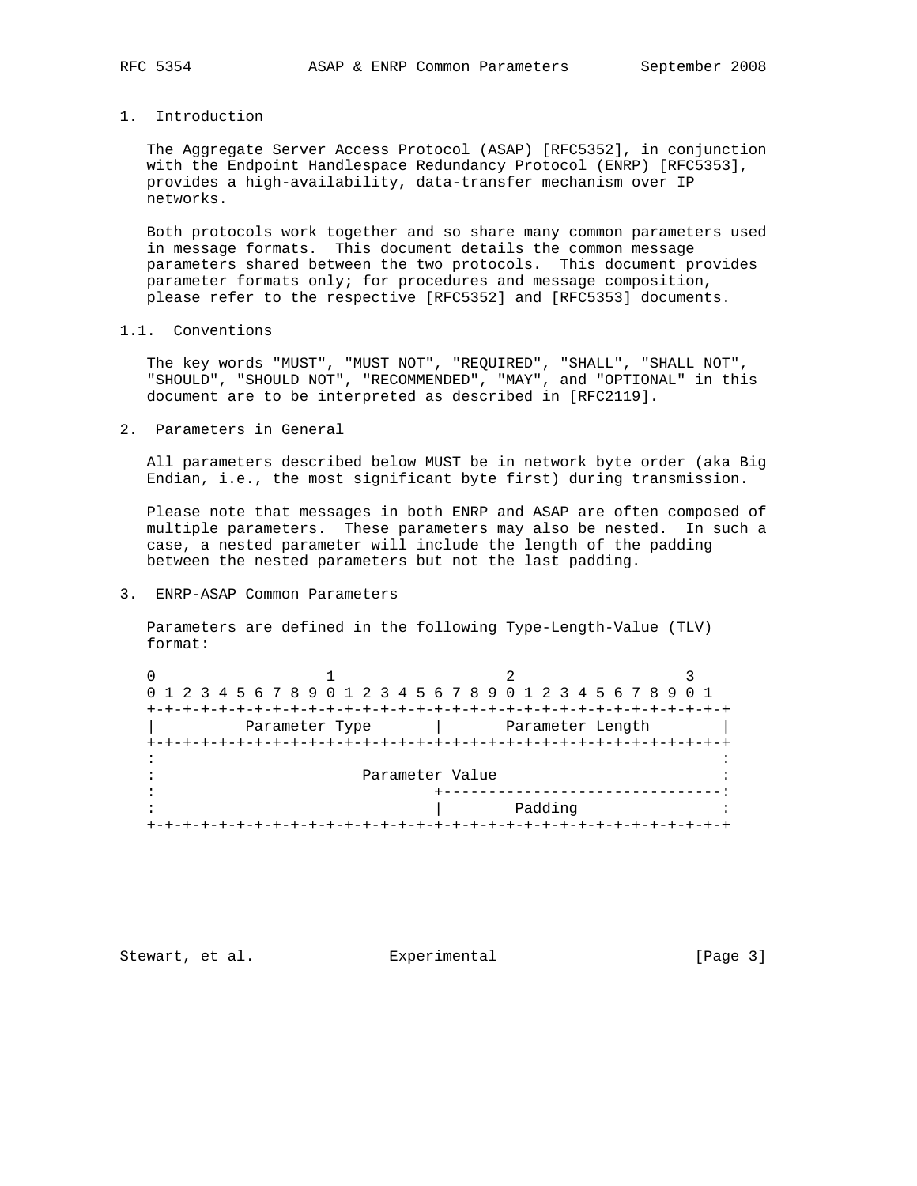# 1. Introduction

The Aggregate Server Access Protocol (ASAP) [RFC5352], in conjunction with the Endpoint Handlespace Redundancy Protocol (ENRP) [RFC5353], provides a high-availability, data-transfer mechanism over IP networks.

Both protocols work together and so share many common parameters used in message formats. This document details the common message parameters shared between the two protocols. This document provides parameter formats only; for procedures and message composition, please refer to the respective [RFC5352] and [RFC5353] documents.

## 1.1. Conventions

The key words "MUST", "MUST NOT", "REQUIRED", "SHALL", "SHALL NOT", "SHOULD", "SHOULD NOT", "RECOMMENDED", "MAY", and "OPTIONAL" in this document are to be interpreted as described in [RFC2119].

# 2. Parameters in General

All parameters described below MUST be in network byte order (aka Big Endian, i.e., the most significant byte first) during transmission.

Please note that messages in both ENRP and ASAP are often composed of multiple parameters. These parameters may also be nested. In such a case, a nested parameter will include the length of the padding between the nested parameters but not the last padding.

# 3. ENRP-ASAP Common Parameters

Parameters are defined in the following Type-Length-Value (TLV) format:

```
 0                   1                   2                   3
 0 1 2 3 4 5 6 7 8 9 0 1 2 3 4 5 6 7 8 9 0 1 2 3 4 5 6 7 8 9 0 1
+-+-+-+-+-+-+-+-+-+-+-+-+-+-+-+-+-+-+-+-+-+-+-+-+-+-+-+-+-+-+-+-+
|          Parameter Type       |       Parameter Length        |
+-+-+-+-+-+-+-+-+-+-+-+-+-+-+-+-+-+-+-+-+-+-+-+-+-+-+-+-+-+-+-+-+
:                                                               :
:                       Parameter Value                         :
:                               +-------------------------------:
:                               |         Padding               :
+-+-+-+-+-+-+-+-+-+-+-+-+-+-+-+-+-+-+-+-+-+-+-+-+-+-+-+-+-+-+-+-+
```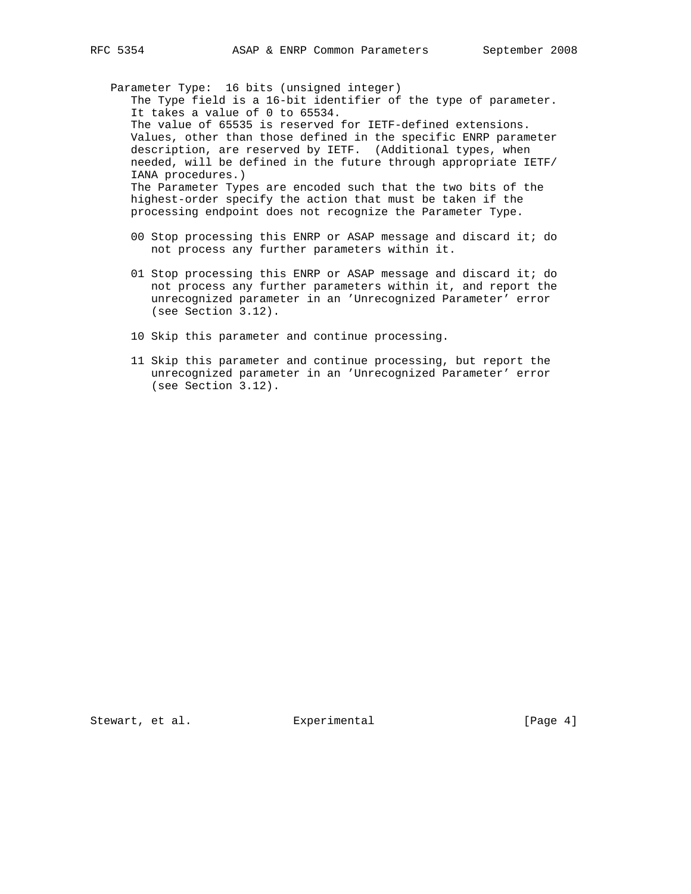Parameter Type: 16 bits (unsigned integer)

The Type field is a 16-bit identifier of the type of parameter. It takes a value of 0 to 65534.

The value of 65535 is reserved for IETF-defined extensions. Values, other than those defined in the specific ENRP parameter description, are reserved by IETF. (Additional types, when needed, will be defined in the future through appropriate IETF/IANA procedures.)

The Parameter Types are encoded such that the two bits of the highest-order specify the action that must be taken if the processing endpoint does not recognize the Parameter Type.

- 00 Stop processing this ENRP or ASAP message and discard it; do not process any further parameters within it.
- 01 Stop processing this ENRP or ASAP message and discard it; do not process any further parameters within it, and report the unrecognized parameter in an 'Unrecognized Parameter' error (see Section 3.12).
- 10 Skip this parameter and continue processing.
- 11 Skip this parameter and continue processing, but report the unrecognized parameter in an 'Unrecognized Parameter' error (see Section 3.12).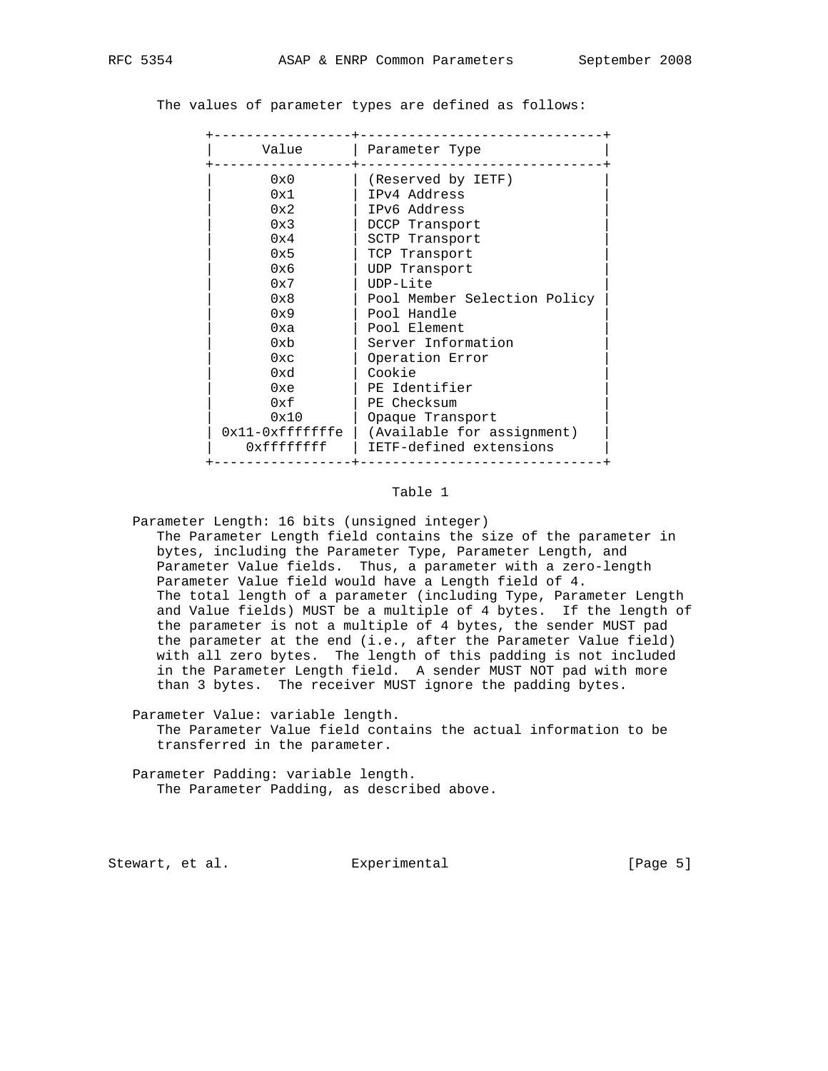The values of parameter types are defined as follows:

| Value | Parameter Type |
| --- | --- |
| 0x0 | (Reserved by IETF) |
| 0x1 | IPv4 Address |
| 0x2 | IPv6 Address |
| 0x3 | DCCP Transport |
| 0x4 | SCTP Transport |
| 0x5 | TCP Transport |
| 0x6 | UDP Transport |
| 0x7 | UDP-Lite |
| 0x8 | Pool Member Selection Policy |
| 0x9 | Pool Handle |
| 0xa | Pool Element |
| 0xb | Server Information |
| 0xc | Operation Error |
| 0xd | Cookie |
| 0xe | PE Identifier |
| 0xf | PE Checksum |
| 0x10 | Opaque Transport |
| 0x11-0xfffffffe | (Available for assignment) |
| 0xffffffff | IETF-defined extensions |

Table 1

Parameter Length: 16 bits (unsigned integer)
   The Parameter Length field contains the size of the parameter in bytes, including the Parameter Type, Parameter Length, and Parameter Value fields. Thus, a parameter with a zero-length Parameter Value field would have a Length field of 4. The total length of a parameter (including Type, Parameter Length and Value fields) MUST be a multiple of 4 bytes. If the length of the parameter is not a multiple of 4 bytes, the sender MUST pad the parameter at the end (i.e., after the Parameter Value field) with all zero bytes. The length of this padding is not included in the Parameter Length field. A sender MUST NOT pad with more than 3 bytes. The receiver MUST ignore the padding bytes.

Parameter Value: variable length.
   The Parameter Value field contains the actual information to be transferred in the parameter.

Parameter Padding: variable length.
   The Parameter Padding, as described above.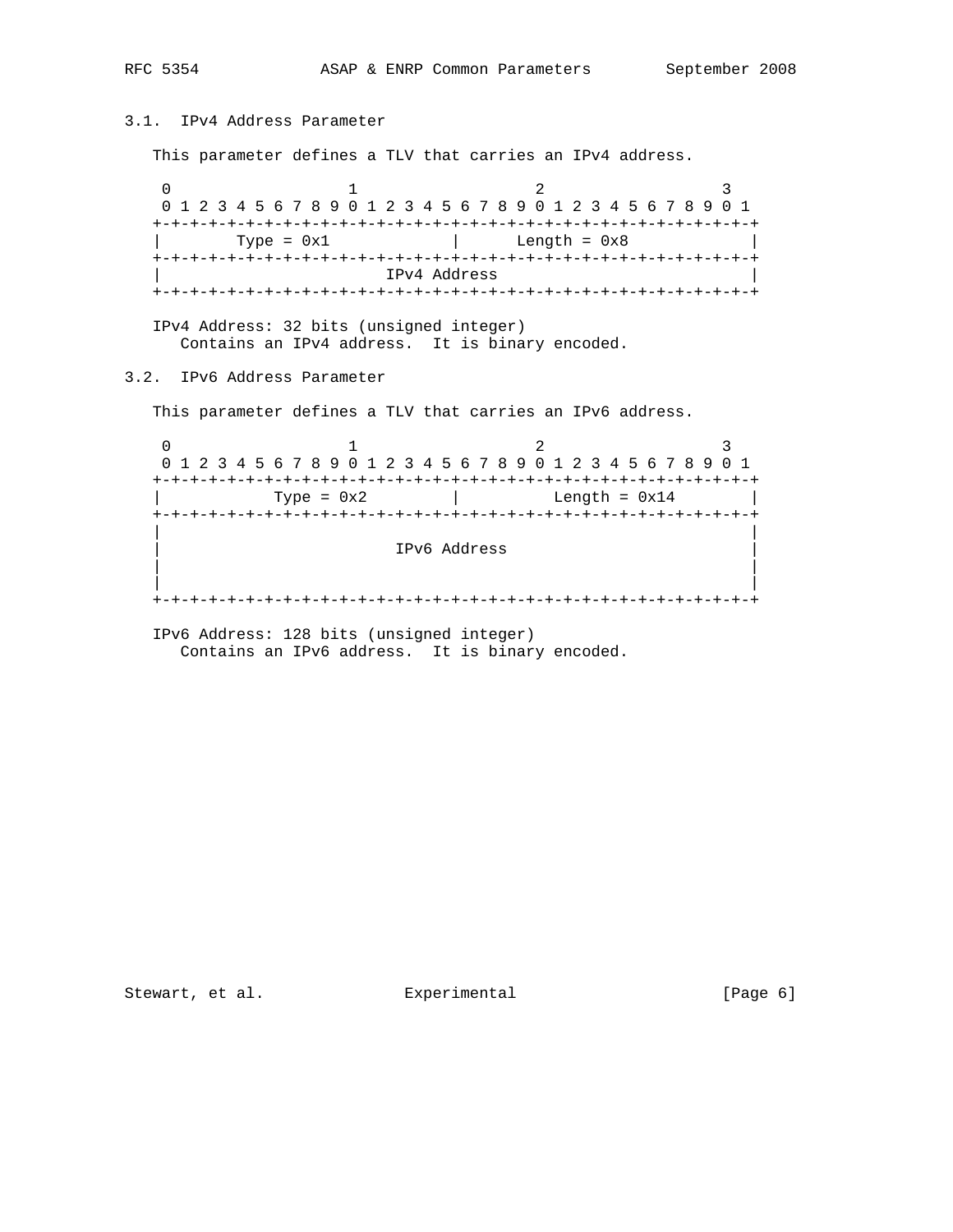### 3.1. IPv4 Address Parameter

This parameter defines a TLV that carries an IPv4 address.

```
 0                   1                   2                   3
 0 1 2 3 4 5 6 7 8 9 0 1 2 3 4 5 6 7 8 9 0 1 2 3 4 5 6 7 8 9 0 1
+-+-+-+-+-+-+-+-+-+-+-+-+-+-+-+-+-+-+-+-+-+-+-+-+-+-+-+-+-+-+-+-+
|        Type = 0x1             |      Length = 0x8             |
+-+-+-+-+-+-+-+-+-+-+-+-+-+-+-+-+-+-+-+-+-+-+-+-+-+-+-+-+-+-+-+-+
|                         IPv4 Address                          |
+-+-+-+-+-+-+-+-+-+-+-+-+-+-+-+-+-+-+-+-+-+-+-+-+-+-+-+-+-+-+-+-+
```

IPv4 Address: 32 bits (unsigned integer)
   Contains an IPv4 address.  It is binary encoded.

### 3.2. IPv6 Address Parameter

This parameter defines a TLV that carries an IPv6 address.

```
 0                   1                   2                   3
 0 1 2 3 4 5 6 7 8 9 0 1 2 3 4 5 6 7 8 9 0 1 2 3 4 5 6 7 8 9 0 1
+-+-+-+-+-+-+-+-+-+-+-+-+-+-+-+-+-+-+-+-+-+-+-+-+-+-+-+-+-+-+-+-+
|            Type = 0x2         |          Length = 0x14        |
+-+-+-+-+-+-+-+-+-+-+-+-+-+-+-+-+-+-+-+-+-+-+-+-+-+-+-+-+-+-+-+-+
|                                                               |
|                          IPv6 Address                         |
|                                                               |
|                                                               |
+-+-+-+-+-+-+-+-+-+-+-+-+-+-+-+-+-+-+-+-+-+-+-+-+-+-+-+-+-+-+-+-+
```

IPv6 Address: 128 bits (unsigned integer)
   Contains an IPv6 address.  It is binary encoded.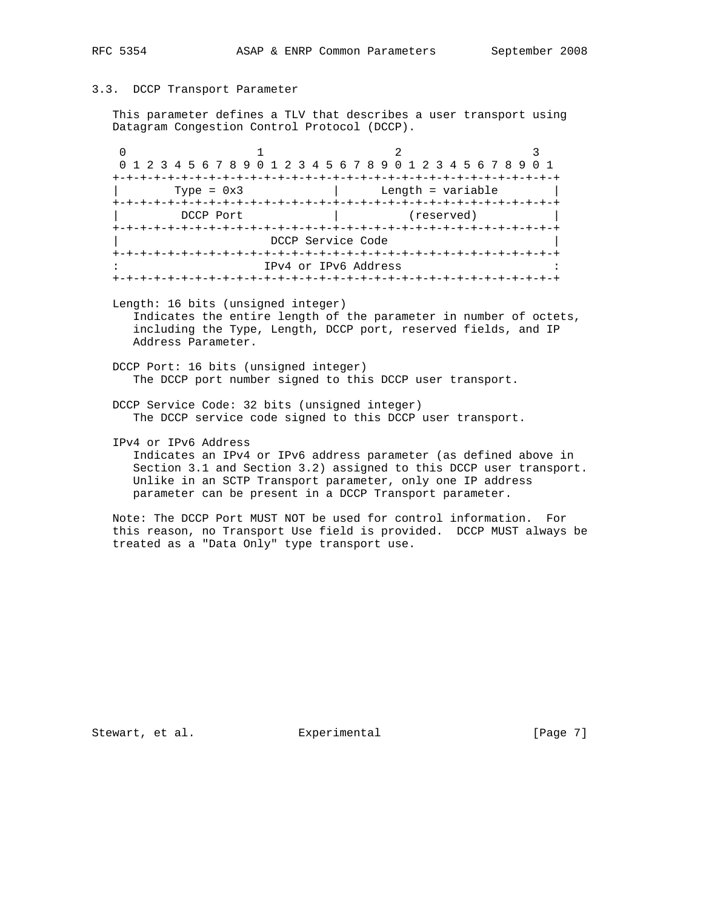### 3.3. DCCP Transport Parameter

This parameter defines a TLV that describes a user transport using Datagram Congestion Control Protocol (DCCP).

```
 0                   1                   2                   3
 0 1 2 3 4 5 6 7 8 9 0 1 2 3 4 5 6 7 8 9 0 1 2 3 4 5 6 7 8 9 0 1
+-+-+-+-+-+-+-+-+-+-+-+-+-+-+-+-+-+-+-+-+-+-+-+-+-+-+-+-+-+-+-+-+
|        Type = 0x3             |       Length = variable       |
+-+-+-+-+-+-+-+-+-+-+-+-+-+-+-+-+-+-+-+-+-+-+-+-+-+-+-+-+-+-+-+-+
|         DCCP Port             |          (reserved)           |
+-+-+-+-+-+-+-+-+-+-+-+-+-+-+-+-+-+-+-+-+-+-+-+-+-+-+-+-+-+-+-+-+
|                      DCCP Service Code                        |
+-+-+-+-+-+-+-+-+-+-+-+-+-+-+-+-+-+-+-+-+-+-+-+-+-+-+-+-+-+-+-+-+
:                     IPv4 or IPv6 Address                      :
+-+-+-+-+-+-+-+-+-+-+-+-+-+-+-+-+-+-+-+-+-+-+-+-+-+-+-+-+-+-+-+-+
```

Length: 16 bits (unsigned integer)
   Indicates the entire length of the parameter in number of octets, including the Type, Length, DCCP port, reserved fields, and IP Address Parameter.

DCCP Port: 16 bits (unsigned integer)
   The DCCP port number signed to this DCCP user transport.

DCCP Service Code: 32 bits (unsigned integer)
   The DCCP service code signed to this DCCP user transport.

IPv4 or IPv6 Address
   Indicates an IPv4 or IPv6 address parameter (as defined above in Section 3.1 and Section 3.2) assigned to this DCCP user transport. Unlike in an SCTP Transport parameter, only one IP address parameter can be present in a DCCP Transport parameter.

Note: The DCCP Port MUST NOT be used for control information. For this reason, no Transport Use field is provided. DCCP MUST always be treated as a "Data Only" type transport use.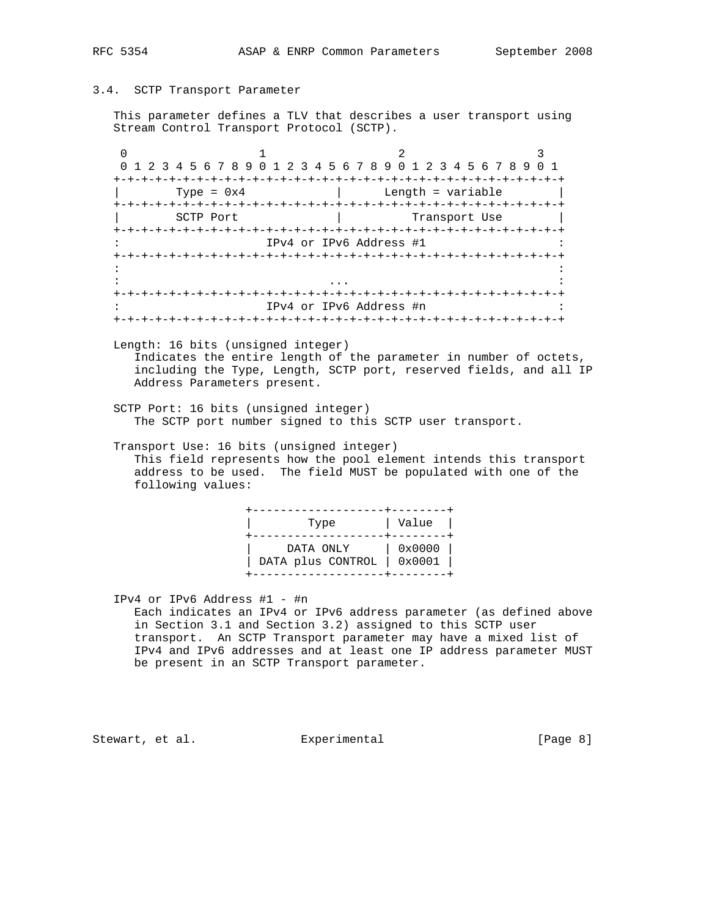### 3.4. SCTP Transport Parameter

This parameter defines a TLV that describes a user transport using Stream Control Transport Protocol (SCTP).

```
 0                   1                   2                   3
 0 1 2 3 4 5 6 7 8 9 0 1 2 3 4 5 6 7 8 9 0 1 2 3 4 5 6 7 8 9 0 1
+-+-+-+-+-+-+-+-+-+-+-+-+-+-+-+-+-+-+-+-+-+-+-+-+-+-+-+-+-+-+-+-+
|        Type = 0x4             |       Length = variable       |
+-+-+-+-+-+-+-+-+-+-+-+-+-+-+-+-+-+-+-+-+-+-+-+-+-+-+-+-+-+-+-+-+
|        SCTP Port              |          Transport Use        |
+-+-+-+-+-+-+-+-+-+-+-+-+-+-+-+-+-+-+-+-+-+-+-+-+-+-+-+-+-+-+-+-+
:                    IPv4 or IPv6 Address #1                    :
+-+-+-+-+-+-+-+-+-+-+-+-+-+-+-+-+-+-+-+-+-+-+-+-+-+-+-+-+-+-+-+-+
:                                                               :
:                              ...                              :
+-+-+-+-+-+-+-+-+-+-+-+-+-+-+-+-+-+-+-+-+-+-+-+-+-+-+-+-+-+-+-+-+
:                    IPv4 or IPv6 Address #n                    :
+-+-+-+-+-+-+-+-+-+-+-+-+-+-+-+-+-+-+-+-+-+-+-+-+-+-+-+-+-+-+-+-+
```

Length: 16 bits (unsigned integer)
Indicates the entire length of the parameter in number of octets, including the Type, Length, SCTP port, reserved fields, and all IP Address Parameters present.

SCTP Port: 16 bits (unsigned integer)
The SCTP port number signed to this SCTP user transport.

Transport Use: 16 bits (unsigned integer)
This field represents how the pool element intends this transport address to be used. The field MUST be populated with one of the following values:

| Type | Value |
|---|---|
| DATA ONLY | 0x0000 |
| DATA plus CONTROL | 0x0001 |

IPv4 or IPv6 Address #1 - #n
Each indicates an IPv4 or IPv6 address parameter (as defined above in Section 3.1 and Section 3.2) assigned to this SCTP user transport. An SCTP Transport parameter may have a mixed list of IPv4 and IPv6 addresses and at least one IP address parameter MUST be present in an SCTP Transport parameter.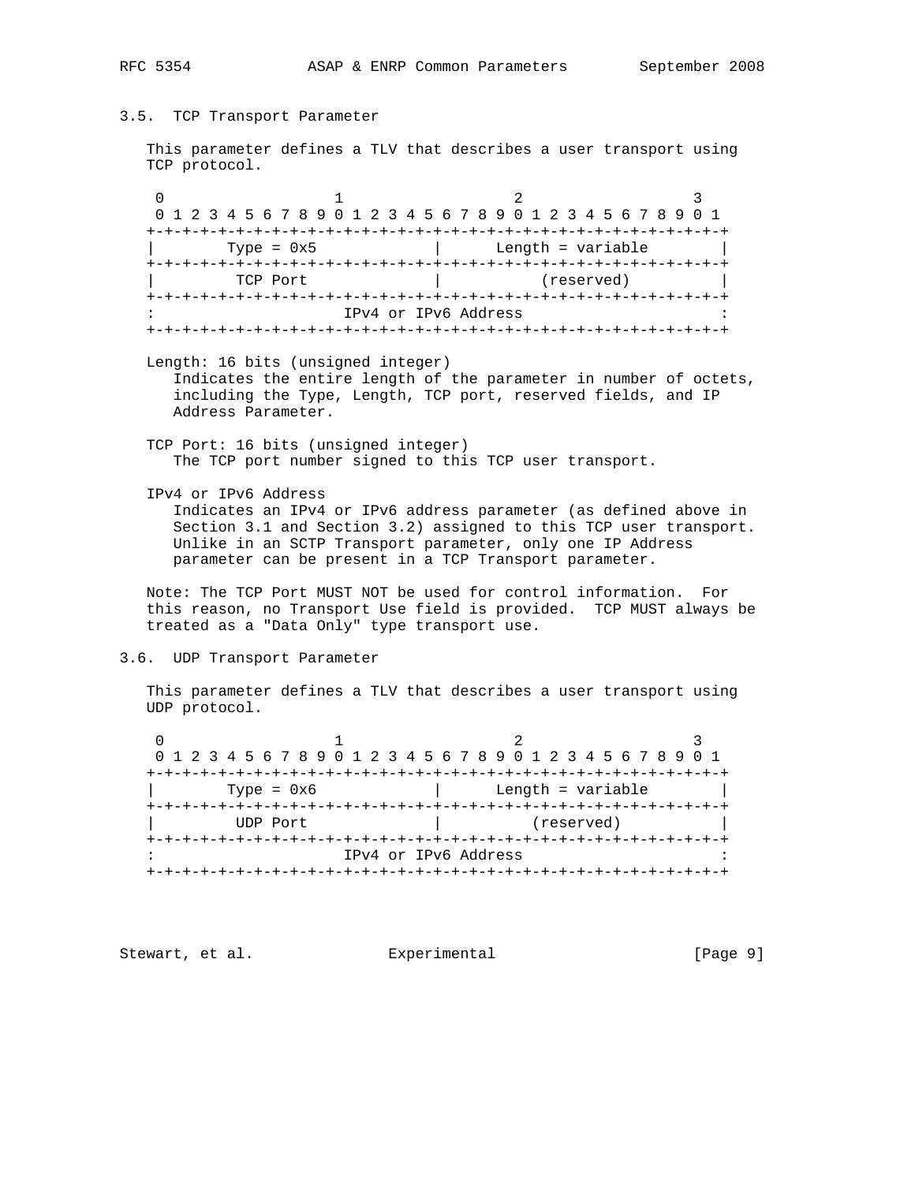### 3.5. TCP Transport Parameter

This parameter defines a TLV that describes a user transport using TCP protocol.

```
 0                   1                   2                   3
 0 1 2 3 4 5 6 7 8 9 0 1 2 3 4 5 6 7 8 9 0 1 2 3 4 5 6 7 8 9 0 1
+-+-+-+-+-+-+-+-+-+-+-+-+-+-+-+-+-+-+-+-+-+-+-+-+-+-+-+-+-+-+-+-+
|        Type = 0x5             |       Length = variable       |
+-+-+-+-+-+-+-+-+-+-+-+-+-+-+-+-+-+-+-+-+-+-+-+-+-+-+-+-+-+-+-+-+
|         TCP Port              |            (reserved)         |
+-+-+-+-+-+-+-+-+-+-+-+-+-+-+-+-+-+-+-+-+-+-+-+-+-+-+-+-+-+-+-+-+
:                     IPv4 or IPv6 Address                      :
+-+-+-+-+-+-+-+-+-+-+-+-+-+-+-+-+-+-+-+-+-+-+-+-+-+-+-+-+-+-+-+-+
```

Length: 16 bits (unsigned integer)
   Indicates the entire length of the parameter in number of octets, including the Type, Length, TCP port, reserved fields, and IP Address Parameter.

TCP Port: 16 bits (unsigned integer)
   The TCP port number signed to this TCP user transport.

IPv4 or IPv6 Address
   Indicates an IPv4 or IPv6 address parameter (as defined above in Section 3.1 and Section 3.2) assigned to this TCP user transport. Unlike in an SCTP Transport parameter, only one IP Address parameter can be present in a TCP Transport parameter.

Note: The TCP Port MUST NOT be used for control information. For this reason, no Transport Use field is provided. TCP MUST always be treated as a "Data Only" type transport use.

### 3.6. UDP Transport Parameter

This parameter defines a TLV that describes a user transport using UDP protocol.

```
 0                   1                   2                   3
 0 1 2 3 4 5 6 7 8 9 0 1 2 3 4 5 6 7 8 9 0 1 2 3 4 5 6 7 8 9 0 1
+-+-+-+-+-+-+-+-+-+-+-+-+-+-+-+-+-+-+-+-+-+-+-+-+-+-+-+-+-+-+-+-+
|        Type = 0x6             |       Length = variable       |
+-+-+-+-+-+-+-+-+-+-+-+-+-+-+-+-+-+-+-+-+-+-+-+-+-+-+-+-+-+-+-+-+
|         UDP Port              |           (reserved)          |
+-+-+-+-+-+-+-+-+-+-+-+-+-+-+-+-+-+-+-+-+-+-+-+-+-+-+-+-+-+-+-+-+
:                     IPv4 or IPv6 Address                      :
+-+-+-+-+-+-+-+-+-+-+-+-+-+-+-+-+-+-+-+-+-+-+-+-+-+-+-+-+-+-+-+-+
```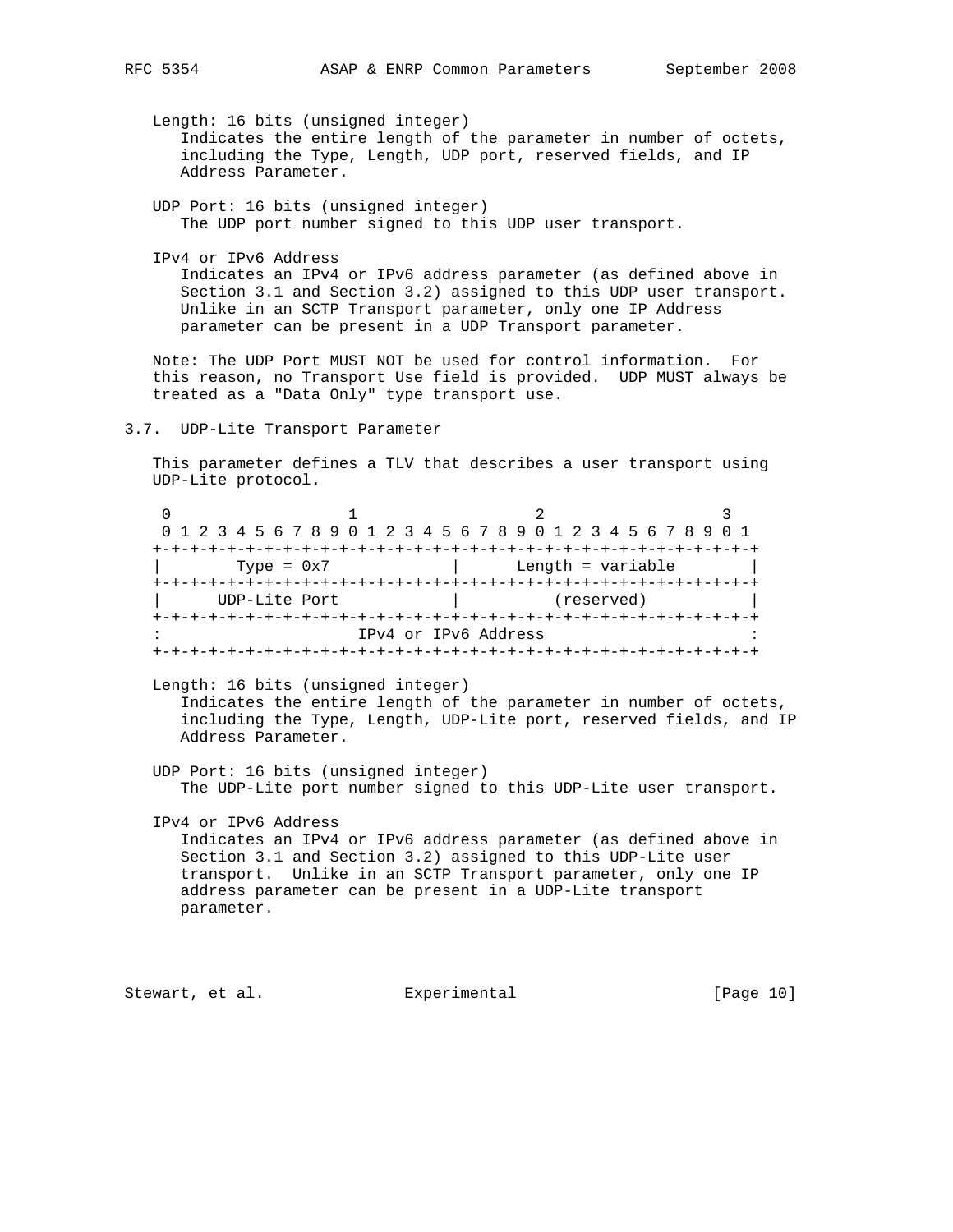Length: 16 bits (unsigned integer)
   Indicates the entire length of the parameter in number of octets, including the Type, Length, UDP port, reserved fields, and IP Address Parameter.

UDP Port: 16 bits (unsigned integer)
   The UDP port number signed to this UDP user transport.

IPv4 or IPv6 Address
   Indicates an IPv4 or IPv6 address parameter (as defined above in Section 3.1 and Section 3.2) assigned to this UDP user transport. Unlike in an SCTP Transport parameter, only one IP Address parameter can be present in a UDP Transport parameter.

Note: The UDP Port MUST NOT be used for control information. For this reason, no Transport Use field is provided. UDP MUST always be treated as a "Data Only" type transport use.

### 3.7. UDP-Lite Transport Parameter

This parameter defines a TLV that describes a user transport using UDP-Lite protocol.

```
 0                   1                   2                   3
 0 1 2 3 4 5 6 7 8 9 0 1 2 3 4 5 6 7 8 9 0 1 2 3 4 5 6 7 8 9 0 1
+-+-+-+-+-+-+-+-+-+-+-+-+-+-+-+-+-+-+-+-+-+-+-+-+-+-+-+-+-+-+-+-+
|        Type = 0x7             |      Length = variable        |
+-+-+-+-+-+-+-+-+-+-+-+-+-+-+-+-+-+-+-+-+-+-+-+-+-+-+-+-+-+-+-+-+
|      UDP-Lite Port            |          (reserved)           |
+-+-+-+-+-+-+-+-+-+-+-+-+-+-+-+-+-+-+-+-+-+-+-+-+-+-+-+-+-+-+-+-+
:                     IPv4 or IPv6 Address                      :
+-+-+-+-+-+-+-+-+-+-+-+-+-+-+-+-+-+-+-+-+-+-+-+-+-+-+-+-+-+-+-+-+
```

Length: 16 bits (unsigned integer)
   Indicates the entire length of the parameter in number of octets, including the Type, Length, UDP-Lite port, reserved fields, and IP Address Parameter.

UDP Port: 16 bits (unsigned integer)
   The UDP-Lite port number signed to this UDP-Lite user transport.

IPv4 or IPv6 Address
   Indicates an IPv4 or IPv6 address parameter (as defined above in Section 3.1 and Section 3.2) assigned to this UDP-Lite user transport. Unlike in an SCTP Transport parameter, only one IP address parameter can be present in a UDP-Lite transport parameter.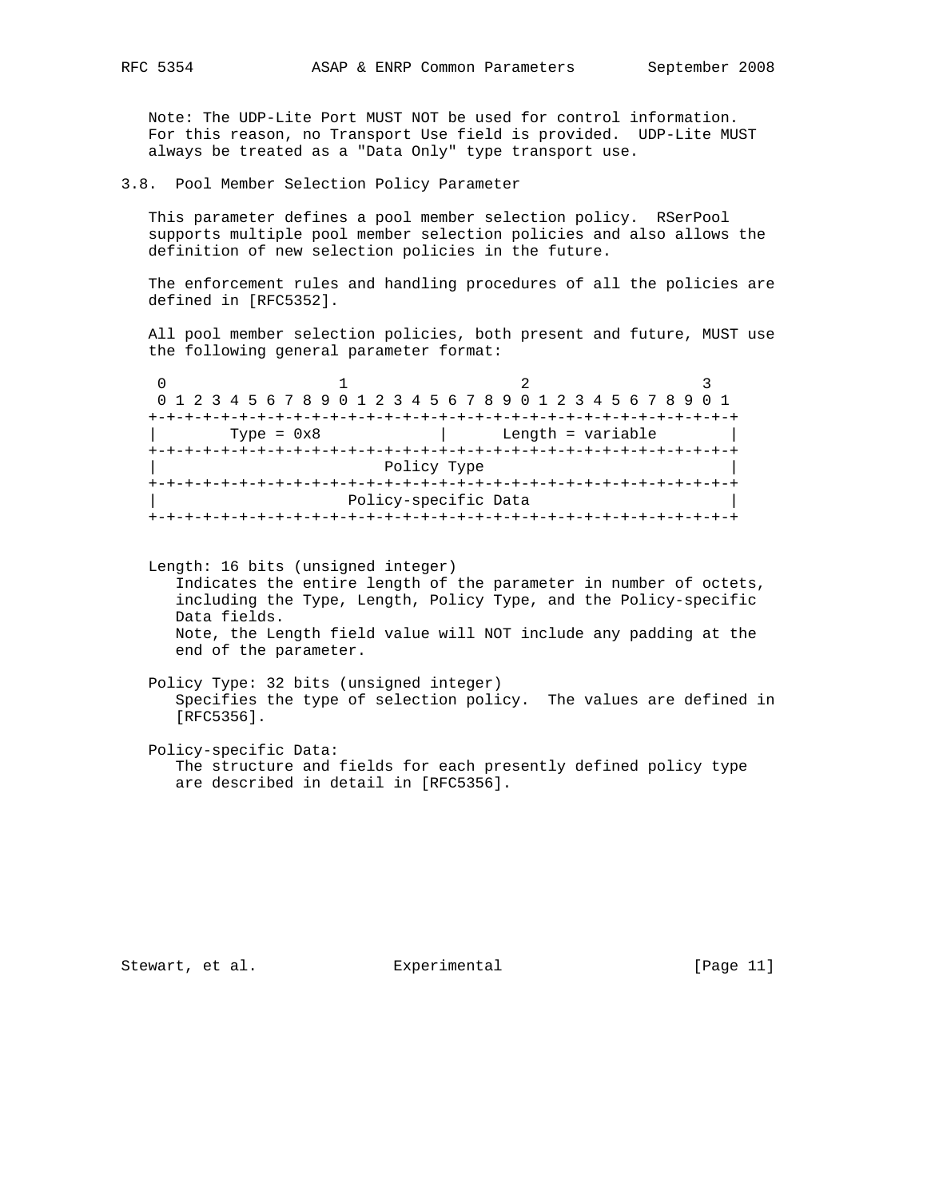Note: The UDP-Lite Port MUST NOT be used for control information. For this reason, no Transport Use field is provided. UDP-Lite MUST always be treated as a "Data Only" type transport use.

### 3.8. Pool Member Selection Policy Parameter

This parameter defines a pool member selection policy. RSerPool supports multiple pool member selection policies and also allows the definition of new selection policies in the future.

The enforcement rules and handling procedures of all the policies are defined in [RFC5352].

All pool member selection policies, both present and future, MUST use the following general parameter format:

```
 0                   1                   2                   3
 0 1 2 3 4 5 6 7 8 9 0 1 2 3 4 5 6 7 8 9 0 1 2 3 4 5 6 7 8 9 0 1
+-+-+-+-+-+-+-+-+-+-+-+-+-+-+-+-+-+-+-+-+-+-+-+-+-+-+-+-+-+-+-+-+
|        Type = 0x8             |      Length = variable        |
+-+-+-+-+-+-+-+-+-+-+-+-+-+-+-+-+-+-+-+-+-+-+-+-+-+-+-+-+-+-+-+-+
|                          Policy Type                          |
+-+-+-+-+-+-+-+-+-+-+-+-+-+-+-+-+-+-+-+-+-+-+-+-+-+-+-+-+-+-+-+-+
|                     Policy-specific Data                      |
+-+-+-+-+-+-+-+-+-+-+-+-+-+-+-+-+-+-+-+-+-+-+-+-+-+-+-+-+-+-+-+-+
```

Length: 16 bits (unsigned integer)
   Indicates the entire length of the parameter in number of octets, including the Type, Length, Policy Type, and the Policy-specific Data fields.
   Note, the Length field value will NOT include any padding at the end of the parameter.

Policy Type: 32 bits (unsigned integer)
   Specifies the type of selection policy. The values are defined in [RFC5356].

Policy-specific Data:
   The structure and fields for each presently defined policy type are described in detail in [RFC5356].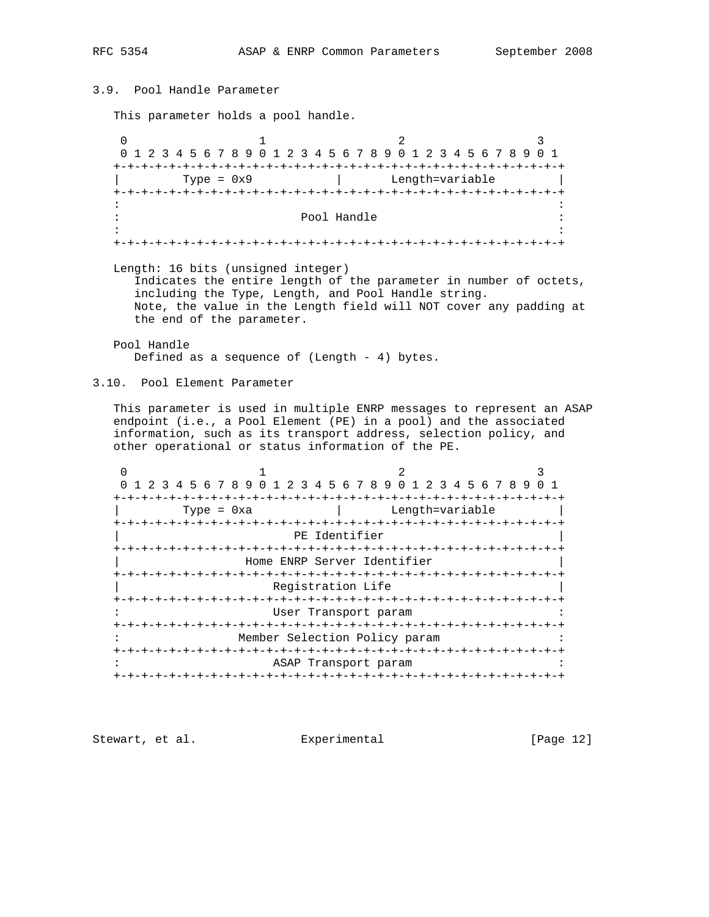### 3.9. Pool Handle Parameter

This parameter holds a pool handle.

```
 0                   1                   2                   3
 0 1 2 3 4 5 6 7 8 9 0 1 2 3 4 5 6 7 8 9 0 1 2 3 4 5 6 7 8 9 0 1
+-+-+-+-+-+-+-+-+-+-+-+-+-+-+-+-+-+-+-+-+-+-+-+-+-+-+-+-+-+-+-+-+
|         Type = 0x9            |       Length=variable         |
+-+-+-+-+-+-+-+-+-+-+-+-+-+-+-+-+-+-+-+-+-+-+-+-+-+-+-+-+-+-+-+-+
:                                                               :
:                          Pool Handle                          :
:                                                               :
+-+-+-+-+-+-+-+-+-+-+-+-+-+-+-+-+-+-+-+-+-+-+-+-+-+-+-+-+-+-+-+-+
```

Length: 16 bits (unsigned integer)
   Indicates the entire length of the parameter in number of octets, including the Type, Length, and Pool Handle string.
   Note, the value in the Length field will NOT cover any padding at the end of the parameter.

Pool Handle
   Defined as a sequence of (Length - 4) bytes.

### 3.10. Pool Element Parameter

This parameter is used in multiple ENRP messages to represent an ASAP endpoint (i.e., a Pool Element (PE) in a pool) and the associated information, such as its transport address, selection policy, and other operational or status information of the PE.

```
 0                   1                   2                   3
 0 1 2 3 4 5 6 7 8 9 0 1 2 3 4 5 6 7 8 9 0 1 2 3 4 5 6 7 8 9 0 1
+-+-+-+-+-+-+-+-+-+-+-+-+-+-+-+-+-+-+-+-+-+-+-+-+-+-+-+-+-+-+-+-+
|         Type = 0xa            |       Length=variable         |
+-+-+-+-+-+-+-+-+-+-+-+-+-+-+-+-+-+-+-+-+-+-+-+-+-+-+-+-+-+-+-+-+
|                         PE Identifier                         |
+-+-+-+-+-+-+-+-+-+-+-+-+-+-+-+-+-+-+-+-+-+-+-+-+-+-+-+-+-+-+-+-+
|                  Home ENRP Server Identifier                  |
+-+-+-+-+-+-+-+-+-+-+-+-+-+-+-+-+-+-+-+-+-+-+-+-+-+-+-+-+-+-+-+-+
|                       Registration Life                       |
+-+-+-+-+-+-+-+-+-+-+-+-+-+-+-+-+-+-+-+-+-+-+-+-+-+-+-+-+-+-+-+-+
:                       User Transport param                    :
+-+-+-+-+-+-+-+-+-+-+-+-+-+-+-+-+-+-+-+-+-+-+-+-+-+-+-+-+-+-+-+-+
:                 Member Selection Policy param                 :
+-+-+-+-+-+-+-+-+-+-+-+-+-+-+-+-+-+-+-+-+-+-+-+-+-+-+-+-+-+-+-+-+
:                       ASAP Transport param                    :
+-+-+-+-+-+-+-+-+-+-+-+-+-+-+-+-+-+-+-+-+-+-+-+-+-+-+-+-+-+-+-+-+
```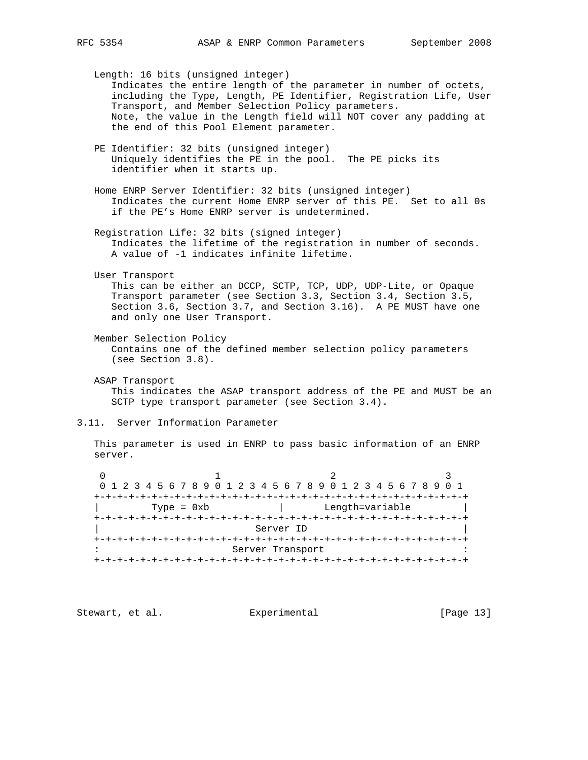Length: 16 bits (unsigned integer)
Indicates the entire length of the parameter in number of octets, including the Type, Length, PE Identifier, Registration Life, User Transport, and Member Selection Policy parameters.
Note, the value in the Length field will NOT cover any padding at the end of this Pool Element parameter.

PE Identifier: 32 bits (unsigned integer)
Uniquely identifies the PE in the pool. The PE picks its identifier when it starts up.

Home ENRP Server Identifier: 32 bits (unsigned integer)
Indicates the current Home ENRP server of this PE. Set to all 0s if the PE's Home ENRP server is undetermined.

Registration Life: 32 bits (signed integer)
Indicates the lifetime of the registration in number of seconds.
A value of -1 indicates infinite lifetime.

User Transport
This can be either an DCCP, SCTP, TCP, UDP, UDP-Lite, or Opaque Transport parameter (see Section 3.3, Section 3.4, Section 3.5, Section 3.6, Section 3.7, and Section 3.16). A PE MUST have one and only one User Transport.

Member Selection Policy
Contains one of the defined member selection policy parameters (see Section 3.8).

ASAP Transport
This indicates the ASAP transport address of the PE and MUST be an SCTP type transport parameter (see Section 3.4).

### 3.11. Server Information Parameter

This parameter is used in ENRP to pass basic information of an ENRP server.

```
 0                   1                   2                   3
 0 1 2 3 4 5 6 7 8 9 0 1 2 3 4 5 6 7 8 9 0 1 2 3 4 5 6 7 8 9 0 1
+-+-+-+-+-+-+-+-+-+-+-+-+-+-+-+-+-+-+-+-+-+-+-+-+-+-+-+-+-+-+-+-+
|         Type = 0xb            |       Length=variable         |
+-+-+-+-+-+-+-+-+-+-+-+-+-+-+-+-+-+-+-+-+-+-+-+-+-+-+-+-+-+-+-+-+
|                           Server ID                           |
+-+-+-+-+-+-+-+-+-+-+-+-+-+-+-+-+-+-+-+-+-+-+-+-+-+-+-+-+-+-+-+-+
:                       Server Transport                        :
+-+-+-+-+-+-+-+-+-+-+-+-+-+-+-+-+-+-+-+-+-+-+-+-+-+-+-+-+-+-+-+-+
```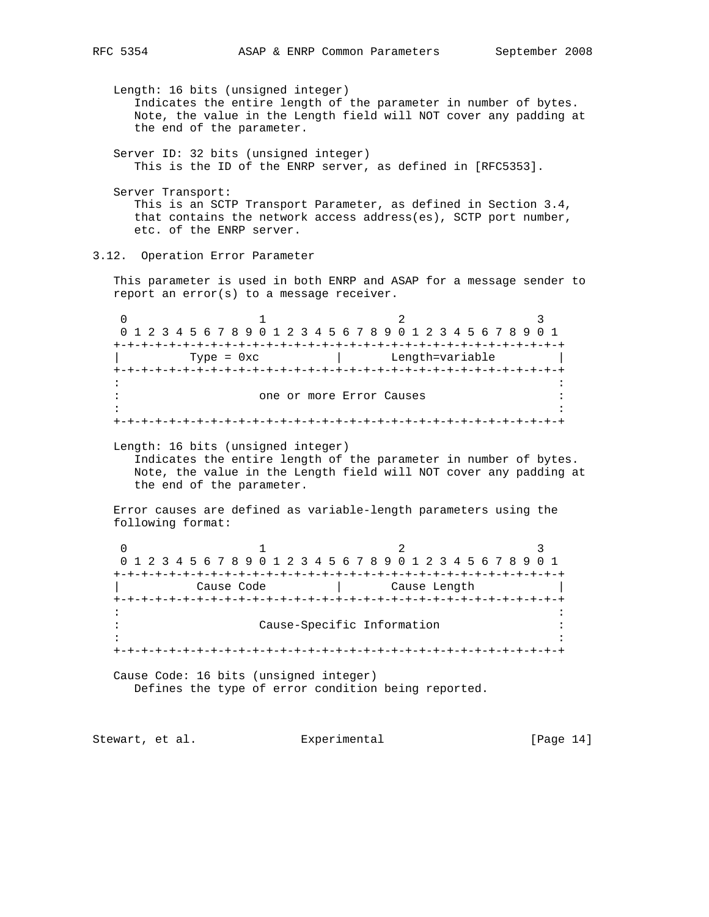Length: 16 bits (unsigned integer)
Indicates the entire length of the parameter in number of bytes. Note, the value in the Length field will NOT cover any padding at the end of the parameter.

Server ID: 32 bits (unsigned integer)
This is the ID of the ENRP server, as defined in [RFC5353].

Server Transport:
This is an SCTP Transport Parameter, as defined in Section 3.4, that contains the network access address(es), SCTP port number, etc. of the ENRP server.

### 3.12. Operation Error Parameter

This parameter is used in both ENRP and ASAP for a message sender to report an error(s) to a message receiver.

```
 0                   1                   2                   3
 0 1 2 3 4 5 6 7 8 9 0 1 2 3 4 5 6 7 8 9 0 1 2 3 4 5 6 7 8 9 0 1
+-+-+-+-+-+-+-+-+-+-+-+-+-+-+-+-+-+-+-+-+-+-+-+-+-+-+-+-+-+-+-+-+
|         Type = 0xc            |       Length=variable         |
+-+-+-+-+-+-+-+-+-+-+-+-+-+-+-+-+-+-+-+-+-+-+-+-+-+-+-+-+-+-+-+-+
:                                                               :
:                   one or more Error Causes                    :
:                                                               :
+-+-+-+-+-+-+-+-+-+-+-+-+-+-+-+-+-+-+-+-+-+-+-+-+-+-+-+-+-+-+-+-+
```

Length: 16 bits (unsigned integer)
Indicates the entire length of the parameter in number of bytes. Note, the value in the Length field will NOT cover any padding at the end of the parameter.

Error causes are defined as variable-length parameters using the following format:

```
 0                   1                   2                   3
 0 1 2 3 4 5 6 7 8 9 0 1 2 3 4 5 6 7 8 9 0 1 2 3 4 5 6 7 8 9 0 1
+-+-+-+-+-+-+-+-+-+-+-+-+-+-+-+-+-+-+-+-+-+-+-+-+-+-+-+-+-+-+-+-+
|          Cause Code           |       Cause Length            |
+-+-+-+-+-+-+-+-+-+-+-+-+-+-+-+-+-+-+-+-+-+-+-+-+-+-+-+-+-+-+-+-+
:                                                               :
:                   Cause-Specific Information                  :
:                                                               :
+-+-+-+-+-+-+-+-+-+-+-+-+-+-+-+-+-+-+-+-+-+-+-+-+-+-+-+-+-+-+-+-+
```

Cause Code: 16 bits (unsigned integer)
Defines the type of error condition being reported.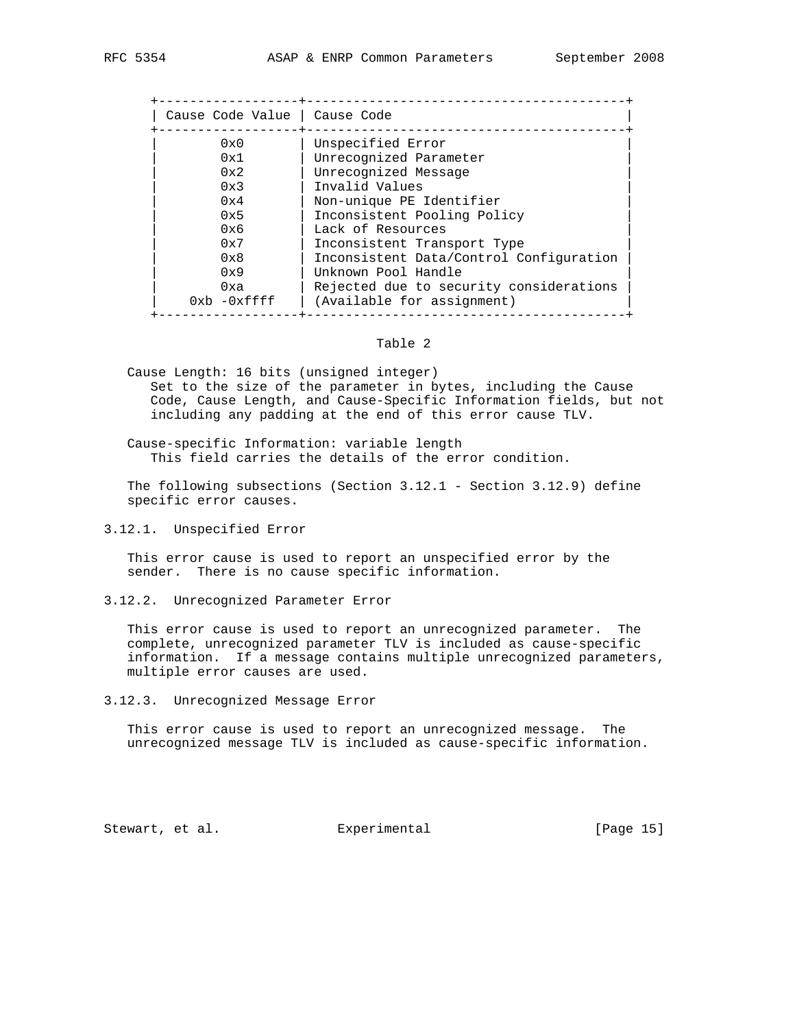| Cause Code Value | Cause Code |
|---|---|
| 0x0 | Unspecified Error |
| 0x1 | Unrecognized Parameter |
| 0x2 | Unrecognized Message |
| 0x3 | Invalid Values |
| 0x4 | Non-unique PE Identifier |
| 0x5 | Inconsistent Pooling Policy |
| 0x6 | Lack of Resources |
| 0x7 | Inconsistent Transport Type |
| 0x8 | Inconsistent Data/Control Configuration |
| 0x9 | Unknown Pool Handle |
| 0xa | Rejected due to security considerations |
| 0xb -0xffff | (Available for assignment) |

Table 2

Cause Length: 16 bits (unsigned integer)
Set to the size of the parameter in bytes, including the Cause Code, Cause Length, and Cause-Specific Information fields, but not including any padding at the end of this error cause TLV.

Cause-specific Information: variable length
This field carries the details of the error condition.

The following subsections (Section 3.12.1 - Section 3.12.9) define specific error causes.

### 3.12.1. Unspecified Error

This error cause is used to report an unspecified error by the sender. There is no cause specific information.

### 3.12.2. Unrecognized Parameter Error

This error cause is used to report an unrecognized parameter. The complete, unrecognized parameter TLV is included as cause-specific information. If a message contains multiple unrecognized parameters, multiple error causes are used.

### 3.12.3. Unrecognized Message Error

This error cause is used to report an unrecognized message. The unrecognized message TLV is included as cause-specific information.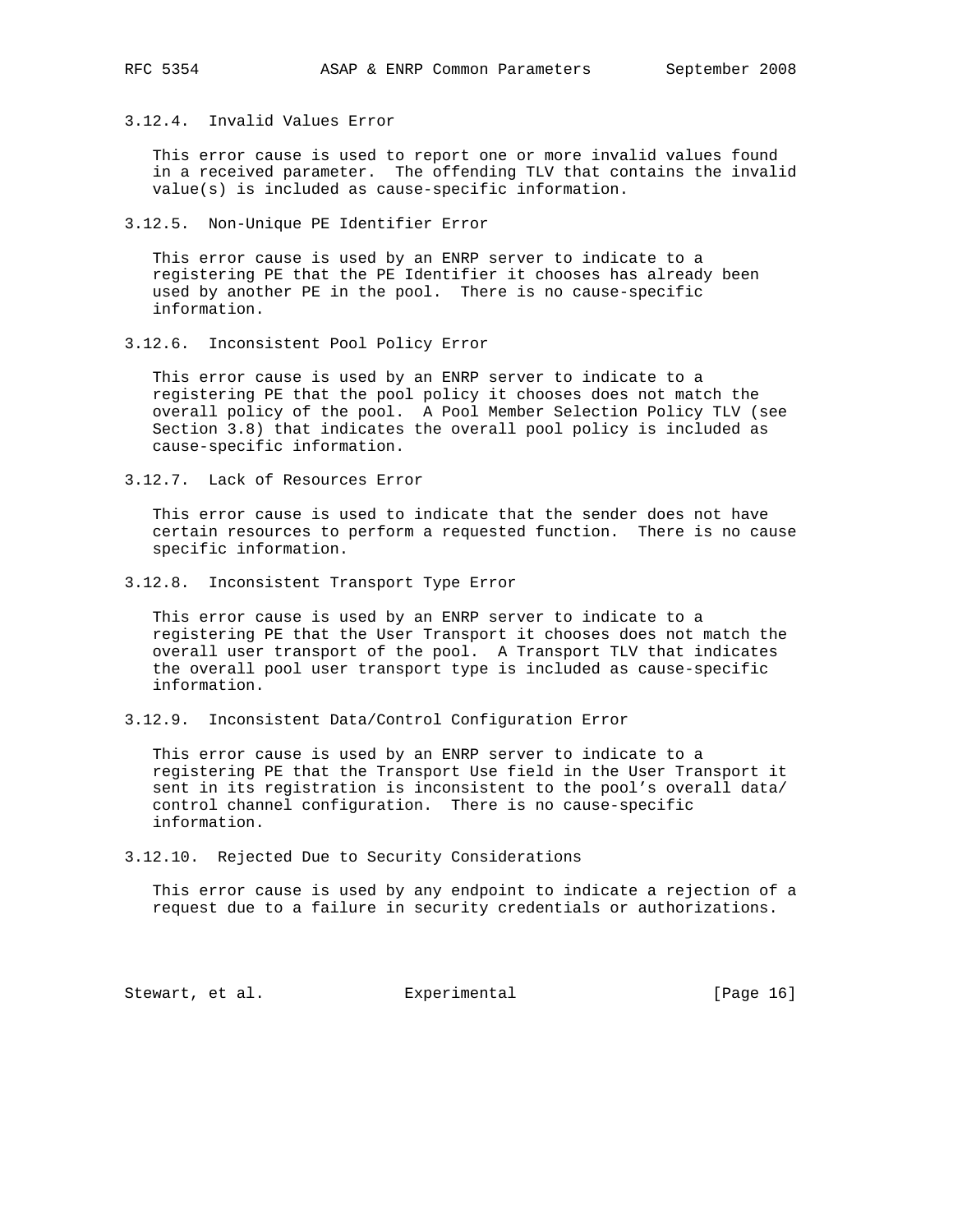### 3.12.4. Invalid Values Error

This error cause is used to report one or more invalid values found in a received parameter. The offending TLV that contains the invalid value(s) is included as cause-specific information.

### 3.12.5. Non-Unique PE Identifier Error

This error cause is used by an ENRP server to indicate to a registering PE that the PE Identifier it chooses has already been used by another PE in the pool. There is no cause-specific information.

### 3.12.6. Inconsistent Pool Policy Error

This error cause is used by an ENRP server to indicate to a registering PE that the pool policy it chooses does not match the overall policy of the pool. A Pool Member Selection Policy TLV (see Section 3.8) that indicates the overall pool policy is included as cause-specific information.

### 3.12.7. Lack of Resources Error

This error cause is used to indicate that the sender does not have certain resources to perform a requested function. There is no cause specific information.

### 3.12.8. Inconsistent Transport Type Error

This error cause is used by an ENRP server to indicate to a registering PE that the User Transport it chooses does not match the overall user transport of the pool. A Transport TLV that indicates the overall pool user transport type is included as cause-specific information.

### 3.12.9. Inconsistent Data/Control Configuration Error

This error cause is used by an ENRP server to indicate to a registering PE that the Transport Use field in the User Transport it sent in its registration is inconsistent to the pool's overall data/control channel configuration. There is no cause-specific information.

### 3.12.10. Rejected Due to Security Considerations

This error cause is used by any endpoint to indicate a rejection of a request due to a failure in security credentials or authorizations.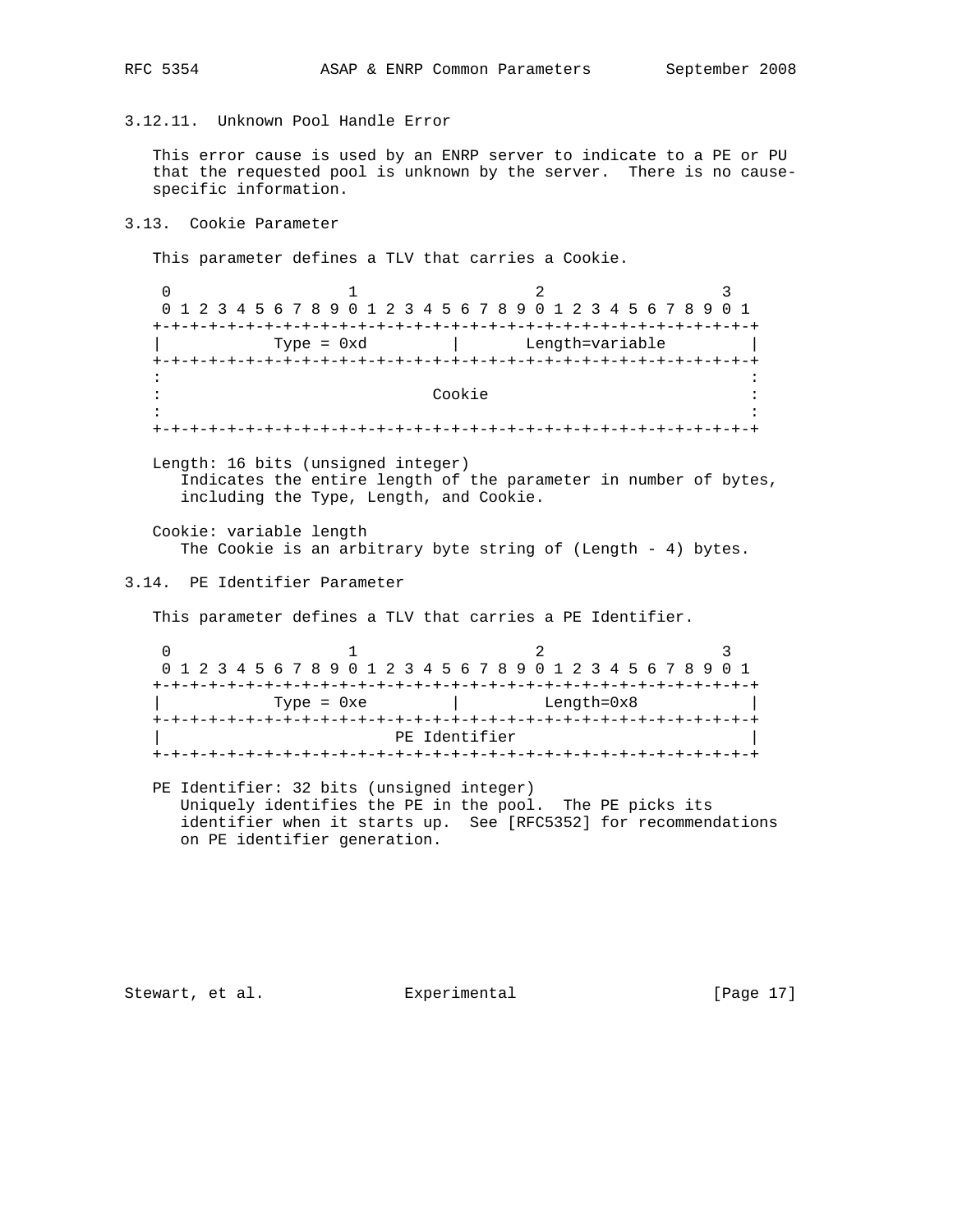### 3.12.11. Unknown Pool Handle Error

This error cause is used by an ENRP server to indicate to a PE or PU that the requested pool is unknown by the server. There is no cause-specific information.

## 3.13. Cookie Parameter

This parameter defines a TLV that carries a Cookie.

```
 0                   1                   2                   3
 0 1 2 3 4 5 6 7 8 9 0 1 2 3 4 5 6 7 8 9 0 1 2 3 4 5 6 7 8 9 0 1
+-+-+-+-+-+-+-+-+-+-+-+-+-+-+-+-+-+-+-+-+-+-+-+-+-+-+-+-+-+-+-+-+
|         Type = 0xd            |       Length=variable         |
+-+-+-+-+-+-+-+-+-+-+-+-+-+-+-+-+-+-+-+-+-+-+-+-+-+-+-+-+-+-+-+-+
:                                                               :
:                            Cookie                             :
:                                                               :
+-+-+-+-+-+-+-+-+-+-+-+-+-+-+-+-+-+-+-+-+-+-+-+-+-+-+-+-+-+-+-+-+
```

Length: 16 bits (unsigned integer)
  Indicates the entire length of the parameter in number of bytes, including the Type, Length, and Cookie.

Cookie: variable length
  The Cookie is an arbitrary byte string of (Length - 4) bytes.

## 3.14. PE Identifier Parameter

This parameter defines a TLV that carries a PE Identifier.

```
 0                   1                   2                   3
 0 1 2 3 4 5 6 7 8 9 0 1 2 3 4 5 6 7 8 9 0 1 2 3 4 5 6 7 8 9 0 1
+-+-+-+-+-+-+-+-+-+-+-+-+-+-+-+-+-+-+-+-+-+-+-+-+-+-+-+-+-+-+-+-+
|         Type = 0xe            |          Length=0x8           |
+-+-+-+-+-+-+-+-+-+-+-+-+-+-+-+-+-+-+-+-+-+-+-+-+-+-+-+-+-+-+-+-+
|                         PE Identifier                         |
+-+-+-+-+-+-+-+-+-+-+-+-+-+-+-+-+-+-+-+-+-+-+-+-+-+-+-+-+-+-+-+-+
```

PE Identifier: 32 bits (unsigned integer)
  Uniquely identifies the PE in the pool. The PE picks its identifier when it starts up. See [RFC5352] for recommendations on PE identifier generation.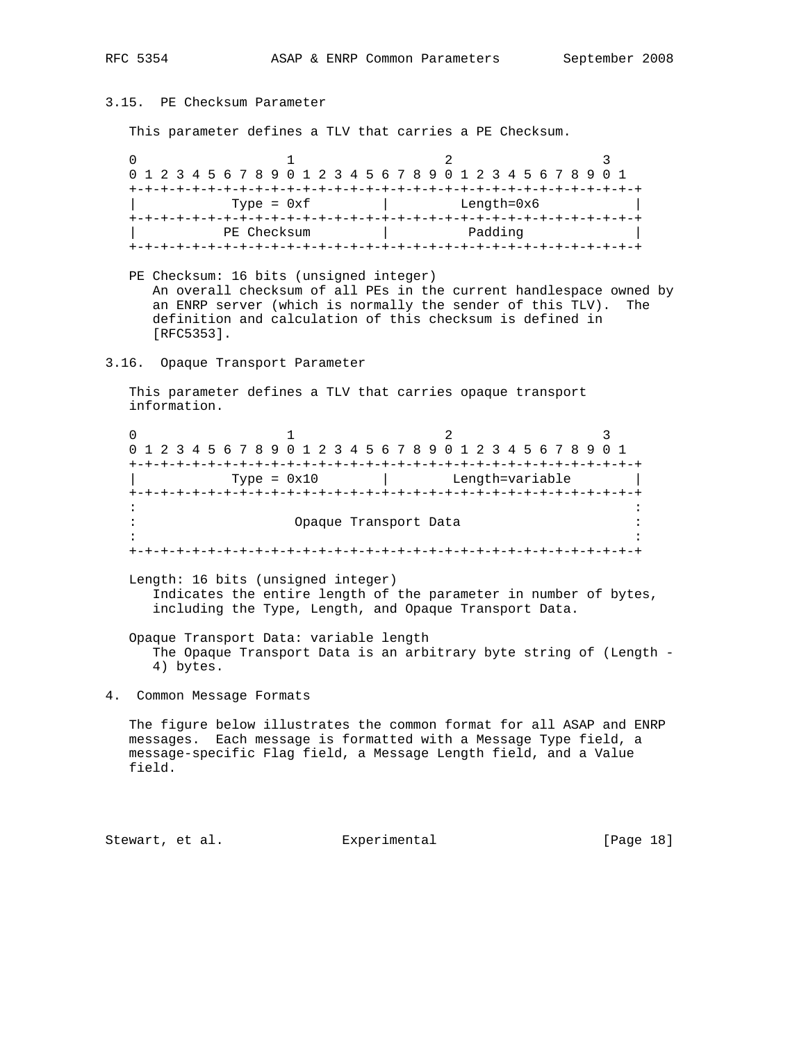### 3.15. PE Checksum Parameter

This parameter defines a TLV that carries a PE Checksum.

```
 0                   1                   2                   3
 0 1 2 3 4 5 6 7 8 9 0 1 2 3 4 5 6 7 8 9 0 1 2 3 4 5 6 7 8 9 0 1
+-+-+-+-+-+-+-+-+-+-+-+-+-+-+-+-+-+-+-+-+-+-+-+-+-+-+-+-+-+-+-+-+
|          Type = 0xf           |          Length=0x6           |
+-+-+-+-+-+-+-+-+-+-+-+-+-+-+-+-+-+-+-+-+-+-+-+-+-+-+-+-+-+-+-+-+
|          PE Checksum          |           Padding             |
+-+-+-+-+-+-+-+-+-+-+-+-+-+-+-+-+-+-+-+-+-+-+-+-+-+-+-+-+-+-+-+-+
```

PE Checksum: 16 bits (unsigned integer)
An overall checksum of all PEs in the current handlespace owned by an ENRP server (which is normally the sender of this TLV). The definition and calculation of this checksum is defined in [RFC5353].

### 3.16. Opaque Transport Parameter

This parameter defines a TLV that carries opaque transport information.

```
 0                   1                   2                   3
 0 1 2 3 4 5 6 7 8 9 0 1 2 3 4 5 6 7 8 9 0 1 2 3 4 5 6 7 8 9 0 1
+-+-+-+-+-+-+-+-+-+-+-+-+-+-+-+-+-+-+-+-+-+-+-+-+-+-+-+-+-+-+-+-+
|          Type = 0x10          |        Length=variable        |
+-+-+-+-+-+-+-+-+-+-+-+-+-+-+-+-+-+-+-+-+-+-+-+-+-+-+-+-+-+-+-+-+
:                                                               :
:                    Opaque Transport Data                      :
:                                                               :
+-+-+-+-+-+-+-+-+-+-+-+-+-+-+-+-+-+-+-+-+-+-+-+-+-+-+-+-+-+-+-+-+
```

Length: 16 bits (unsigned integer)
Indicates the entire length of the parameter in number of bytes, including the Type, Length, and Opaque Transport Data.

Opaque Transport Data: variable length
The Opaque Transport Data is an arbitrary byte string of (Length - 4) bytes.

## 4. Common Message Formats

The figure below illustrates the common format for all ASAP and ENRP messages. Each message is formatted with a Message Type field, a message-specific Flag field, a Message Length field, and a Value field.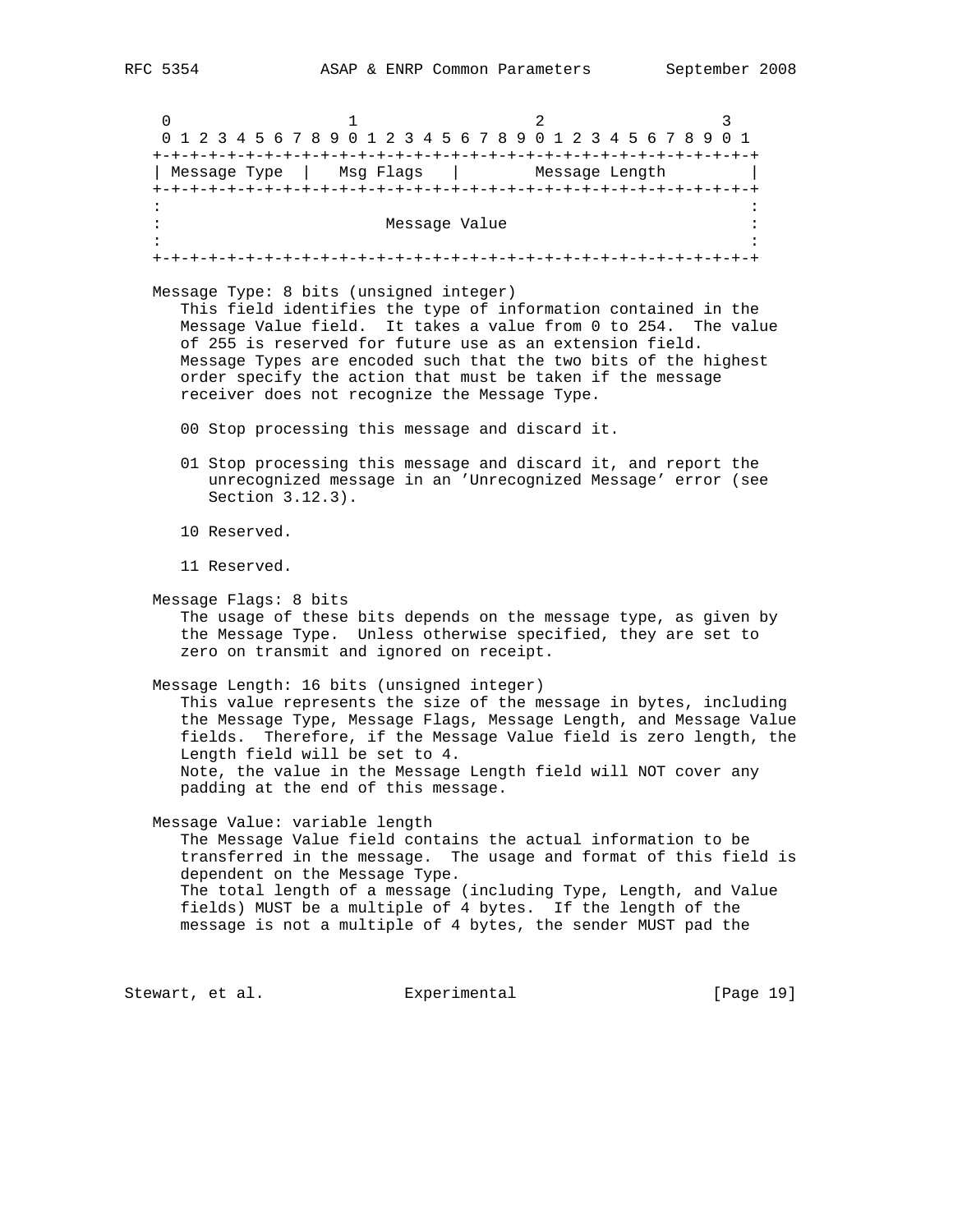```
 0                   1                   2                   3
 0 1 2 3 4 5 6 7 8 9 0 1 2 3 4 5 6 7 8 9 0 1 2 3 4 5 6 7 8 9 0 1
+-+-+-+-+-+-+-+-+-+-+-+-+-+-+-+-+-+-+-+-+-+-+-+-+-+-+-+-+-+-+-+-+
| Message Type  |   Msg Flags   |        Message Length         |
+-+-+-+-+-+-+-+-+-+-+-+-+-+-+-+-+-+-+-+-+-+-+-+-+-+-+-+-+-+-+-+-+
:                                                               :
:                         Message Value                         :
:                                                               :
+-+-+-+-+-+-+-+-+-+-+-+-+-+-+-+-+-+-+-+-+-+-+-+-+-+-+-+-+-+-+-+-+
```

Message Type: 8 bits (unsigned integer)
This field identifies the type of information contained in the Message Value field. It takes a value from 0 to 254. The value of 255 is reserved for future use as an extension field. Message Types are encoded such that the two bits of the highest order specify the action that must be taken if the message receiver does not recognize the Message Type.

00 Stop processing this message and discard it.

01 Stop processing this message and discard it, and report the unrecognized message in an 'Unrecognized Message' error (see Section 3.12.3).

10 Reserved.

11 Reserved.

Message Flags: 8 bits
The usage of these bits depends on the message type, as given by the Message Type. Unless otherwise specified, they are set to zero on transmit and ignored on receipt.

Message Length: 16 bits (unsigned integer)
This value represents the size of the message in bytes, including the Message Type, Message Flags, Message Length, and Message Value fields. Therefore, if the Message Value field is zero length, the Length field will be set to 4.
Note, the value in the Message Length field will NOT cover any padding at the end of this message.

Message Value: variable length
The Message Value field contains the actual information to be transferred in the message. The usage and format of this field is dependent on the Message Type.
The total length of a message (including Type, Length, and Value fields) MUST be a multiple of 4 bytes. If the length of the message is not a multiple of 4 bytes, the sender MUST pad the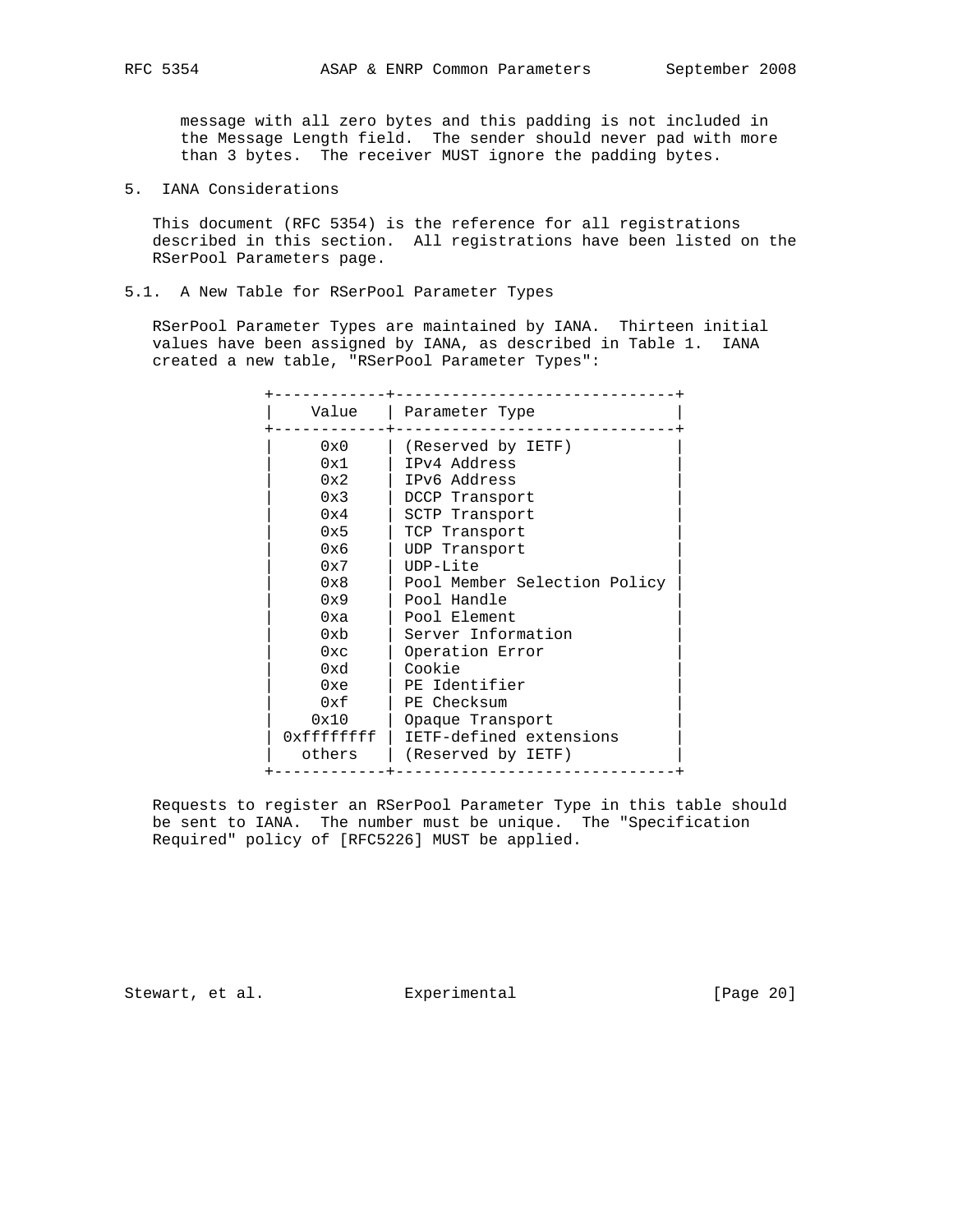message with all zero bytes and this padding is not included in the Message Length field. The sender should never pad with more than 3 bytes. The receiver MUST ignore the padding bytes.

## 5. IANA Considerations

This document (RFC 5354) is the reference for all registrations described in this section. All registrations have been listed on the RSerPool Parameters page.

### 5.1. A New Table for RSerPool Parameter Types

RSerPool Parameter Types are maintained by IANA. Thirteen initial values have been assigned by IANA, as described in Table 1. IANA created a new table, "RSerPool Parameter Types":

| Value | Parameter Type |
|---|---|
| 0x0 | (Reserved by IETF) |
| 0x1 | IPv4 Address |
| 0x2 | IPv6 Address |
| 0x3 | DCCP Transport |
| 0x4 | SCTP Transport |
| 0x5 | TCP Transport |
| 0x6 | UDP Transport |
| 0x7 | UDP-Lite |
| 0x8 | Pool Member Selection Policy |
| 0x9 | Pool Handle |
| 0xa | Pool Element |
| 0xb | Server Information |
| 0xc | Operation Error |
| 0xd | Cookie |
| 0xe | PE Identifier |
| 0xf | PE Checksum |
| 0x10 | Opaque Transport |
| 0xffffffff | IETF-defined extensions |
| others | (Reserved by IETF) |

Requests to register an RSerPool Parameter Type in this table should be sent to IANA. The number must be unique. The "Specification Required" policy of [RFC5226] MUST be applied.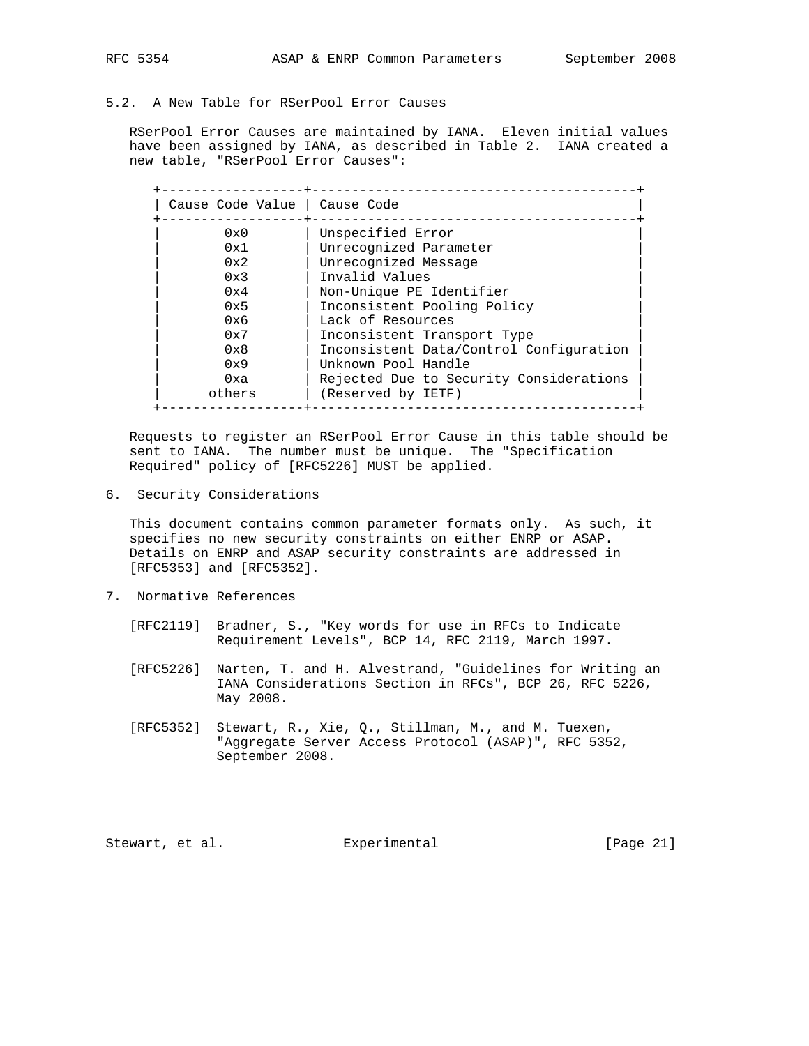## 5.2. A New Table for RSerPool Error Causes

RSerPool Error Causes are maintained by IANA. Eleven initial values have been assigned by IANA, as described in Table 2. IANA created a new table, "RSerPool Error Causes":

| Cause Code Value | Cause Code |
|---|---|
| 0x0 | Unspecified Error |
| 0x1 | Unrecognized Parameter |
| 0x2 | Unrecognized Message |
| 0x3 | Invalid Values |
| 0x4 | Non-Unique PE Identifier |
| 0x5 | Inconsistent Pooling Policy |
| 0x6 | Lack of Resources |
| 0x7 | Inconsistent Transport Type |
| 0x8 | Inconsistent Data/Control Configuration |
| 0x9 | Unknown Pool Handle |
| 0xa | Rejected Due to Security Considerations |
| others | (Reserved by IETF) |

Requests to register an RSerPool Error Cause in this table should be sent to IANA. The number must be unique. The "Specification Required" policy of [RFC5226] MUST be applied.

## 6. Security Considerations

This document contains common parameter formats only. As such, it specifies no new security constraints on either ENRP or ASAP. Details on ENRP and ASAP security constraints are addressed in [RFC5353] and [RFC5352].

## 7. Normative References

[RFC2119] Bradner, S., "Key words for use in RFCs to Indicate Requirement Levels", BCP 14, RFC 2119, March 1997.

[RFC5226] Narten, T. and H. Alvestrand, "Guidelines for Writing an IANA Considerations Section in RFCs", BCP 26, RFC 5226, May 2008.

[RFC5352] Stewart, R., Xie, Q., Stillman, M., and M. Tuexen, "Aggregate Server Access Protocol (ASAP)", RFC 5352, September 2008.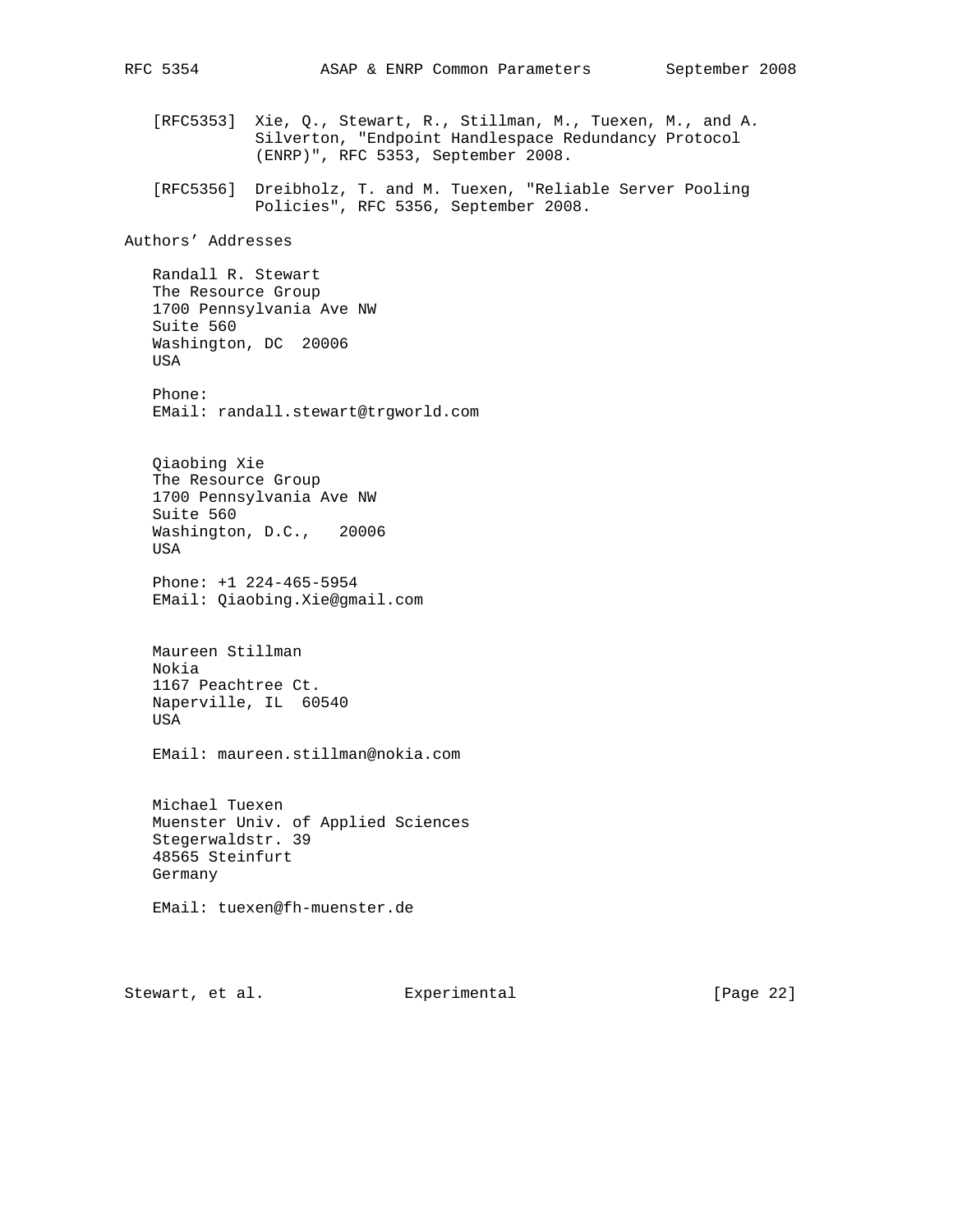[RFC5353] Xie, Q., Stewart, R., Stillman, M., Tuexen, M., and A. Silverton, "Endpoint Handlespace Redundancy Protocol (ENRP)", RFC 5353, September 2008.

[RFC5356] Dreibholz, T. and M. Tuexen, "Reliable Server Pooling Policies", RFC 5356, September 2008.

## Authors' Addresses

Randall R. Stewart
The Resource Group
1700 Pennsylvania Ave NW
Suite 560
Washington, DC 20006
USA

Phone:
EMail: randall.stewart@trgworld.com

Qiaobing Xie
The Resource Group
1700 Pennsylvania Ave NW
Suite 560
Washington, D.C., 20006
USA

Phone: +1 224-465-5954
EMail: Qiaobing.Xie@gmail.com

Maureen Stillman
Nokia
1167 Peachtree Ct.
Naperville, IL 60540
USA

EMail: maureen.stillman@nokia.com

Michael Tuexen
Muenster Univ. of Applied Sciences
Stegerwaldstr. 39
48565 Steinfurt
Germany

EMail: tuexen@fh-muenster.de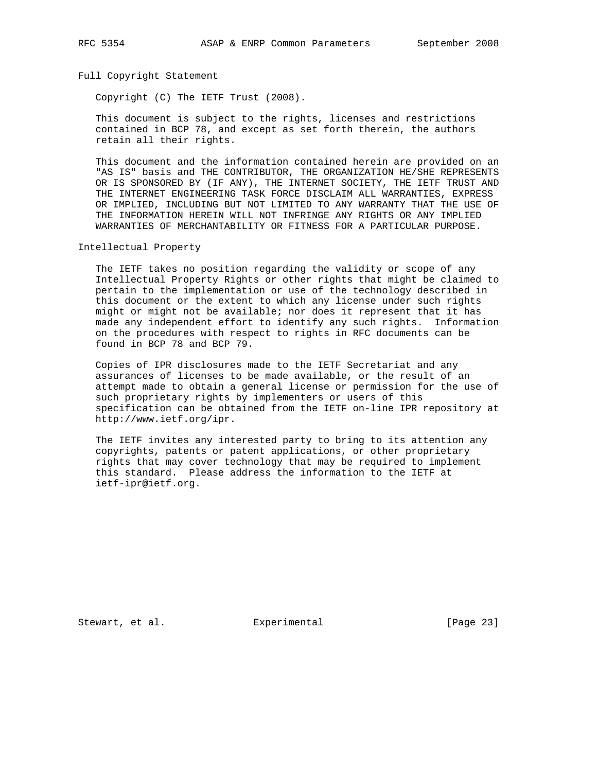## Full Copyright Statement

Copyright (C) The IETF Trust (2008).

This document is subject to the rights, licenses and restrictions contained in BCP 78, and except as set forth therein, the authors retain all their rights.

This document and the information contained herein are provided on an "AS IS" basis and THE CONTRIBUTOR, THE ORGANIZATION HE/SHE REPRESENTS OR IS SPONSORED BY (IF ANY), THE INTERNET SOCIETY, THE IETF TRUST AND THE INTERNET ENGINEERING TASK FORCE DISCLAIM ALL WARRANTIES, EXPRESS OR IMPLIED, INCLUDING BUT NOT LIMITED TO ANY WARRANTY THAT THE USE OF THE INFORMATION HEREIN WILL NOT INFRINGE ANY RIGHTS OR ANY IMPLIED WARRANTIES OF MERCHANTABILITY OR FITNESS FOR A PARTICULAR PURPOSE.

## Intellectual Property

The IETF takes no position regarding the validity or scope of any Intellectual Property Rights or other rights that might be claimed to pertain to the implementation or use of the technology described in this document or the extent to which any license under such rights might or might not be available; nor does it represent that it has made any independent effort to identify any such rights. Information on the procedures with respect to rights in RFC documents can be found in BCP 78 and BCP 79.

Copies of IPR disclosures made to the IETF Secretariat and any assurances of licenses to be made available, or the result of an attempt made to obtain a general license or permission for the use of such proprietary rights by implementers or users of this specification can be obtained from the IETF on-line IPR repository at http://www.ietf.org/ipr.

The IETF invites any interested party to bring to its attention any copyrights, patents or patent applications, or other proprietary rights that may cover technology that may be required to implement this standard. Please address the information to the IETF at ietf-ipr@ietf.org.